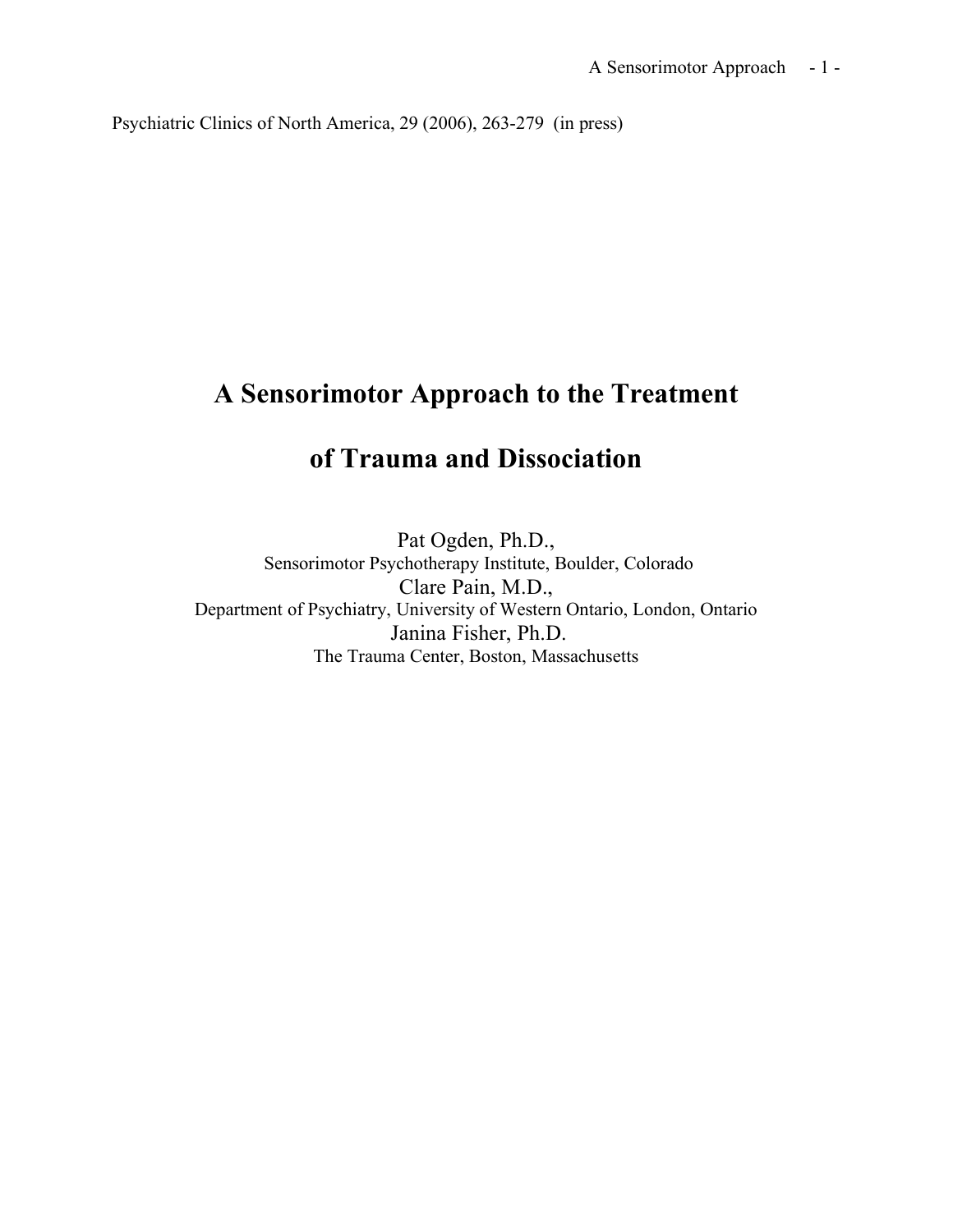Psychiatric Clinics of North America, 29 (2006), 263-279 (in press)

# A Sensorimotor Approach to the Treatment of Trauma and Dissociation

Pat Ogden, Ph.D.,
Sensorimotor Psychotherapy Institute, Boulder, Colorado

Clare Pain, M.D.,
Department of Psychiatry, University of Western Ontario, London, Ontario

Janina Fisher, Ph.D.
The Trauma Center, Boston, Massachusetts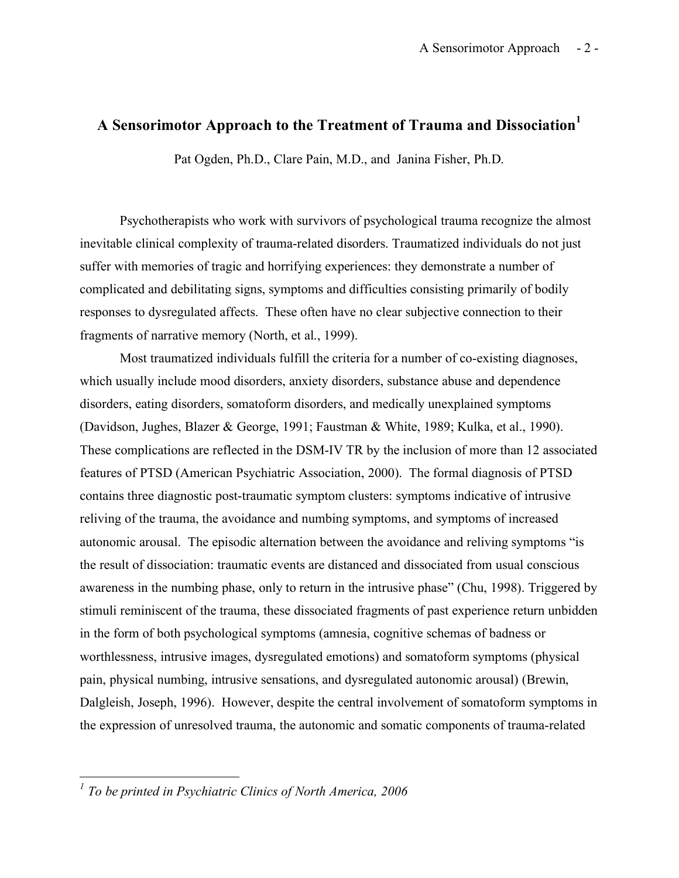# A Sensorimotor Approach to the Treatment of Trauma and Dissociation[1]

Pat Ogden, Ph.D., Clare Pain, M.D., and Janina Fisher, Ph.D.

Psychotherapists who work with survivors of psychological trauma recognize the almost inevitable clinical complexity of trauma-related disorders. Traumatized individuals do not just suffer with memories of tragic and horrifying experiences: they demonstrate a number of complicated and debilitating signs, symptoms and difficulties consisting primarily of bodily responses to dysregulated affects. These often have no clear subjective connection to their fragments of narrative memory (North, et al., 1999).

Most traumatized individuals fulfill the criteria for a number of co-existing diagnoses, which usually include mood disorders, anxiety disorders, substance abuse and dependence disorders, eating disorders, somatoform disorders, and medically unexplained symptoms (Davidson, Jughes, Blazer & George, 1991; Faustman & White, 1989; Kulka, et al., 1990). These complications are reflected in the DSM-IV TR by the inclusion of more than 12 associated features of PTSD (American Psychiatric Association, 2000). The formal diagnosis of PTSD contains three diagnostic post-traumatic symptom clusters: symptoms indicative of intrusive reliving of the trauma, the avoidance and numbing symptoms, and symptoms of increased autonomic arousal. The episodic alternation between the avoidance and reliving symptoms "is the result of dissociation: traumatic events are distanced and dissociated from usual conscious awareness in the numbing phase, only to return in the intrusive phase" (Chu, 1998). Triggered by stimuli reminiscent of the trauma, these dissociated fragments of past experience return unbidden in the form of both psychological symptoms (amnesia, cognitive schemas of badness or worthlessness, intrusive images, dysregulated emotions) and somatoform symptoms (physical pain, physical numbing, intrusive sensations, and dysregulated autonomic arousal) (Brewin, Dalgleish, Joseph, 1996). However, despite the central involvement of somatoform symptoms in the expression of unresolved trauma, the autonomic and somatic components of trauma-related

---

[1] *To be printed in Psychiatric Clinics of North America, 2006*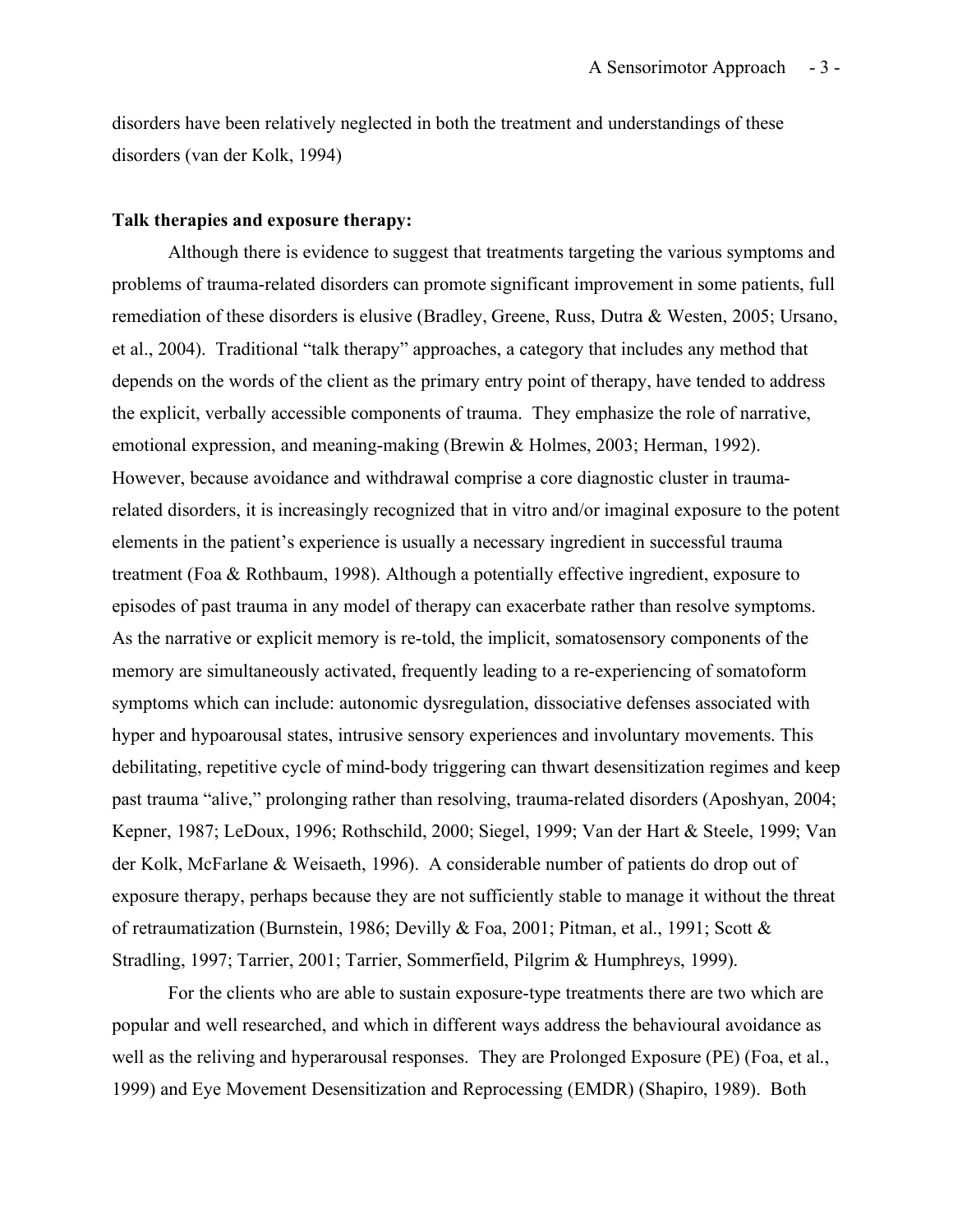disorders have been relatively neglected in both the treatment and understandings of these disorders (van der Kolk, 1994)

**Talk therapies and exposure therapy:**

Although there is evidence to suggest that treatments targeting the various symptoms and problems of trauma-related disorders can promote significant improvement in some patients, full remediation of these disorders is elusive (Bradley, Greene, Russ, Dutra & Westen, 2005; Ursano, et al., 2004). Traditional "talk therapy" approaches, a category that includes any method that depends on the words of the client as the primary entry point of therapy, have tended to address the explicit, verbally accessible components of trauma. They emphasize the role of narrative, emotional expression, and meaning-making (Brewin & Holmes, 2003; Herman, 1992). However, because avoidance and withdrawal comprise a core diagnostic cluster in trauma-related disorders, it is increasingly recognized that in vitro and/or imaginal exposure to the potent elements in the patient's experience is usually a necessary ingredient in successful trauma treatment (Foa & Rothbaum, 1998). Although a potentially effective ingredient, exposure to episodes of past trauma in any model of therapy can exacerbate rather than resolve symptoms. As the narrative or explicit memory is re-told, the implicit, somatosensory components of the memory are simultaneously activated, frequently leading to a re-experiencing of somatoform symptoms which can include: autonomic dysregulation, dissociative defenses associated with hyper and hypoarousal states, intrusive sensory experiences and involuntary movements. This debilitating, repetitive cycle of mind-body triggering can thwart desensitization regimes and keep past trauma "alive," prolonging rather than resolving, trauma-related disorders (Aposhyan, 2004; Kepner, 1987; LeDoux, 1996; Rothschild, 2000; Siegel, 1999; Van der Hart & Steele, 1999; Van der Kolk, McFarlane & Weisaeth, 1996). A considerable number of patients do drop out of exposure therapy, perhaps because they are not sufficiently stable to manage it without the threat of retraumatization (Burnstein, 1986; Devilly & Foa, 2001; Pitman, et al., 1991; Scott & Stradling, 1997; Tarrier, 2001; Tarrier, Sommerfield, Pilgrim & Humphreys, 1999).

For the clients who are able to sustain exposure-type treatments there are two which are popular and well researched, and which in different ways address the behavioural avoidance as well as the reliving and hyperarousal responses. They are Prolonged Exposure (PE) (Foa, et al., 1999) and Eye Movement Desensitization and Reprocessing (EMDR) (Shapiro, 1989). Both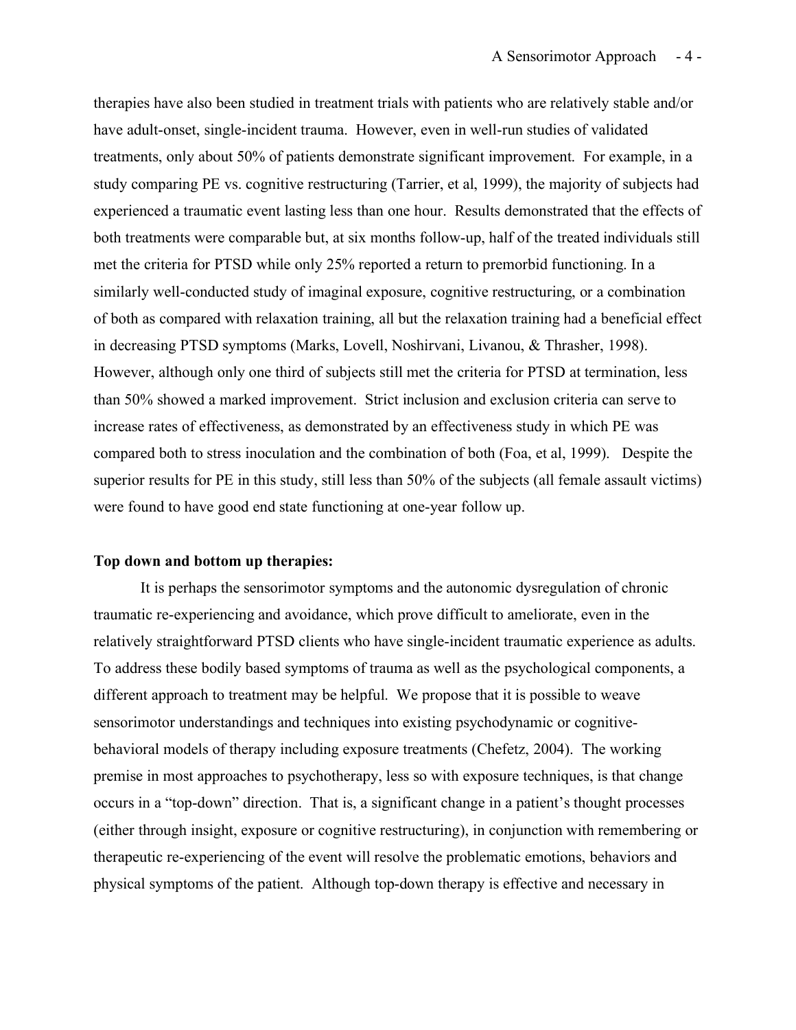therapies have also been studied in treatment trials with patients who are relatively stable and/or have adult-onset, single-incident trauma. However, even in well-run studies of validated treatments, only about 50% of patients demonstrate significant improvement. For example, in a study comparing PE vs. cognitive restructuring (Tarrier, et al, 1999), the majority of subjects had experienced a traumatic event lasting less than one hour. Results demonstrated that the effects of both treatments were comparable but, at six months follow-up, half of the treated individuals still met the criteria for PTSD while only 25% reported a return to premorbid functioning. In a similarly well-conducted study of imaginal exposure, cognitive restructuring, or a combination of both as compared with relaxation training, all but the relaxation training had a beneficial effect in decreasing PTSD symptoms (Marks, Lovell, Noshirvani, Livanou, & Thrasher, 1998). However, although only one third of subjects still met the criteria for PTSD at termination, less than 50% showed a marked improvement. Strict inclusion and exclusion criteria can serve to increase rates of effectiveness, as demonstrated by an effectiveness study in which PE was compared both to stress inoculation and the combination of both (Foa, et al, 1999). Despite the superior results for PE in this study, still less than 50% of the subjects (all female assault victims) were found to have good end state functioning at one-year follow up.

**Top down and bottom up therapies:**

It is perhaps the sensorimotor symptoms and the autonomic dysregulation of chronic traumatic re-experiencing and avoidance, which prove difficult to ameliorate, even in the relatively straightforward PTSD clients who have single-incident traumatic experience as adults. To address these bodily based symptoms of trauma as well as the psychological components, a different approach to treatment may be helpful. We propose that it is possible to weave sensorimotor understandings and techniques into existing psychodynamic or cognitive-behavioral models of therapy including exposure treatments (Chefetz, 2004). The working premise in most approaches to psychotherapy, less so with exposure techniques, is that change occurs in a "top-down" direction. That is, a significant change in a patient's thought processes (either through insight, exposure or cognitive restructuring), in conjunction with remembering or therapeutic re-experiencing of the event will resolve the problematic emotions, behaviors and physical symptoms of the patient. Although top-down therapy is effective and necessary in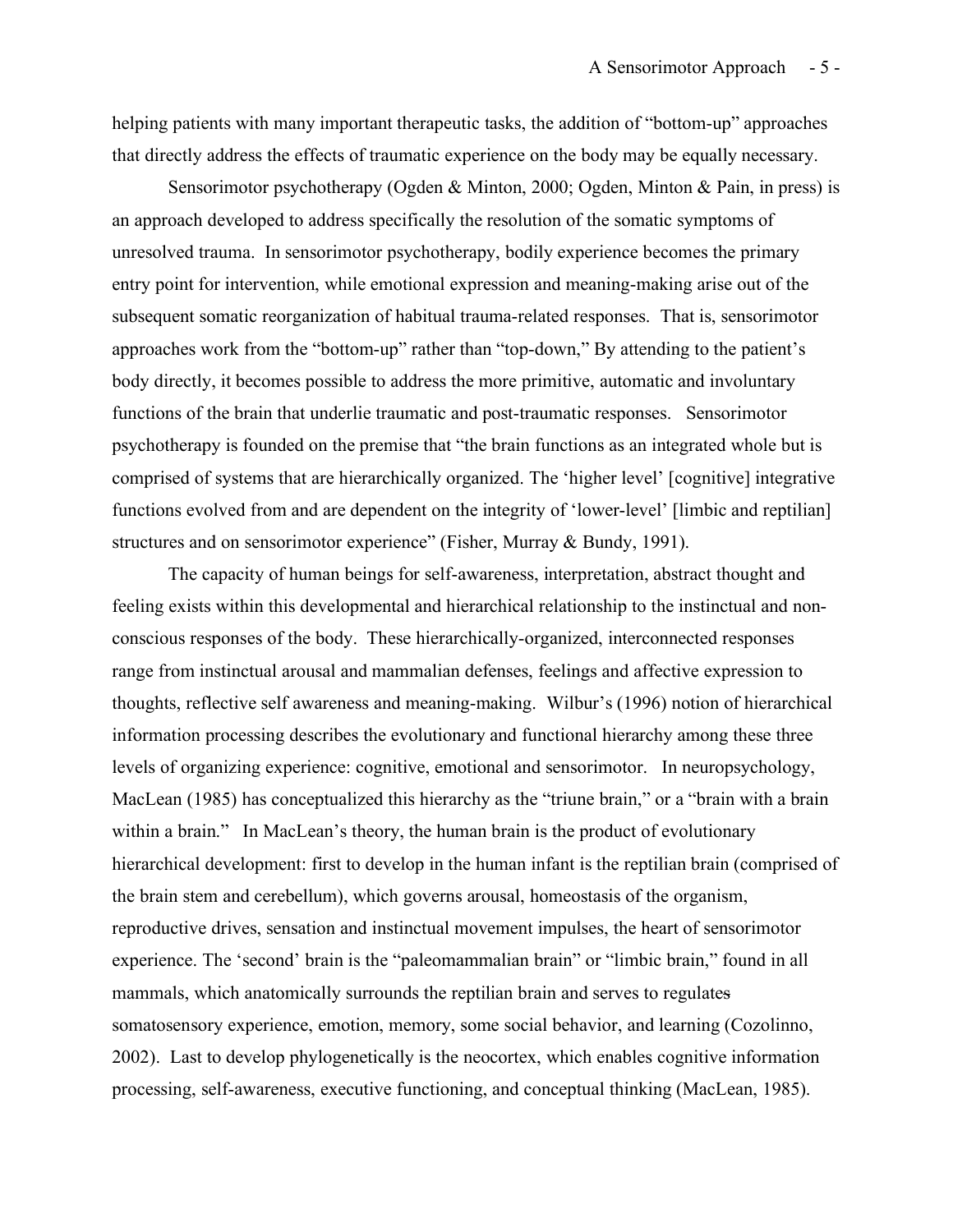helping patients with many important therapeutic tasks, the addition of "bottom-up" approaches that directly address the effects of traumatic experience on the body may be equally necessary.

Sensorimotor psychotherapy (Ogden & Minton, 2000; Ogden, Minton & Pain, in press) is an approach developed to address specifically the resolution of the somatic symptoms of unresolved trauma. In sensorimotor psychotherapy, bodily experience becomes the primary entry point for intervention, while emotional expression and meaning-making arise out of the subsequent somatic reorganization of habitual trauma-related responses. That is, sensorimotor approaches work from the "bottom-up" rather than "top-down," By attending to the patient's body directly, it becomes possible to address the more primitive, automatic and involuntary functions of the brain that underlie traumatic and post-traumatic responses. Sensorimotor psychotherapy is founded on the premise that "the brain functions as an integrated whole but is comprised of systems that are hierarchically organized. The 'higher level' [cognitive] integrative functions evolved from and are dependent on the integrity of 'lower-level' [limbic and reptilian] structures and on sensorimotor experience" (Fisher, Murray & Bundy, 1991).

The capacity of human beings for self-awareness, interpretation, abstract thought and feeling exists within this developmental and hierarchical relationship to the instinctual and non-conscious responses of the body. These hierarchically-organized, interconnected responses range from instinctual arousal and mammalian defenses, feelings and affective expression to thoughts, reflective self awareness and meaning-making. Wilbur's (1996) notion of hierarchical information processing describes the evolutionary and functional hierarchy among these three levels of organizing experience: cognitive, emotional and sensorimotor. In neuropsychology, MacLean (1985) has conceptualized this hierarchy as the "triune brain," or a "brain with a brain within a brain." In MacLean's theory, the human brain is the product of evolutionary hierarchical development: first to develop in the human infant is the reptilian brain (comprised of the brain stem and cerebellum), which governs arousal, homeostasis of the organism, reproductive drives, sensation and instinctual movement impulses, the heart of sensorimotor experience. The 'second' brain is the "paleomammalian brain" or "limbic brain," found in all mammals, which anatomically surrounds the reptilian brain and serves to regulates somatosensory experience, emotion, memory, some social behavior, and learning (Cozolinno, 2002). Last to develop phylogenetically is the neocortex, which enables cognitive information processing, self-awareness, executive functioning, and conceptual thinking (MacLean, 1985).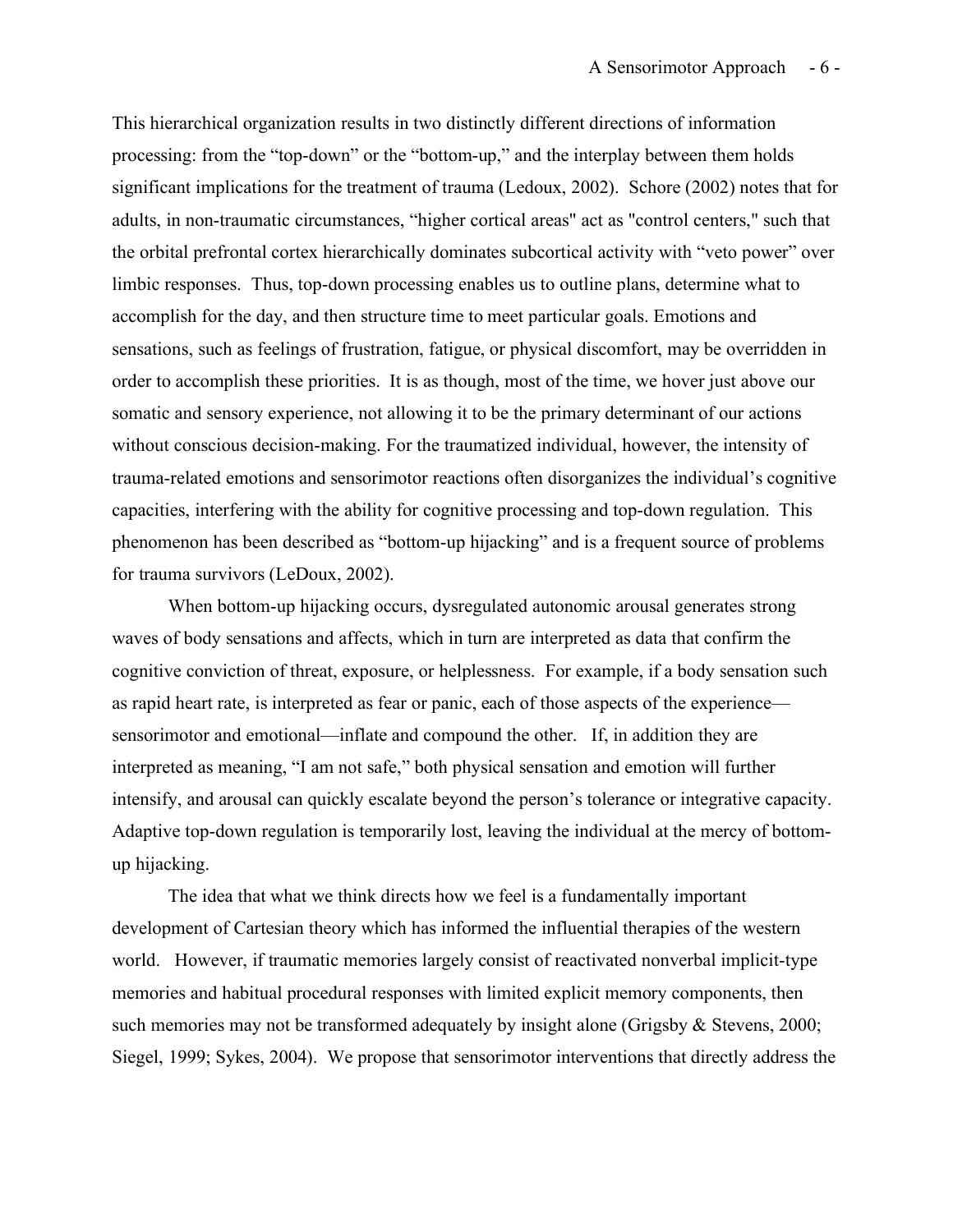This hierarchical organization results in two distinctly different directions of information processing: from the "top-down" or the "bottom-up," and the interplay between them holds significant implications for the treatment of trauma (Ledoux, 2002). Schore (2002) notes that for adults, in non-traumatic circumstances, "higher cortical areas" act as "control centers," such that the orbital prefrontal cortex hierarchically dominates subcortical activity with "veto power" over limbic responses. Thus, top-down processing enables us to outline plans, determine what to accomplish for the day, and then structure time to meet particular goals. Emotions and sensations, such as feelings of frustration, fatigue, or physical discomfort, may be overridden in order to accomplish these priorities. It is as though, most of the time, we hover just above our somatic and sensory experience, not allowing it to be the primary determinant of our actions without conscious decision-making. For the traumatized individual, however, the intensity of trauma-related emotions and sensorimotor reactions often disorganizes the individual's cognitive capacities, interfering with the ability for cognitive processing and top-down regulation. This phenomenon has been described as "bottom-up hijacking" and is a frequent source of problems for trauma survivors (LeDoux, 2002).

When bottom-up hijacking occurs, dysregulated autonomic arousal generates strong waves of body sensations and affects, which in turn are interpreted as data that confirm the cognitive conviction of threat, exposure, or helplessness. For example, if a body sensation such as rapid heart rate, is interpreted as fear or panic, each of those aspects of the experience—sensorimotor and emotional—inflate and compound the other. If, in addition they are interpreted as meaning, "I am not safe," both physical sensation and emotion will further intensify, and arousal can quickly escalate beyond the person's tolerance or integrative capacity. Adaptive top-down regulation is temporarily lost, leaving the individual at the mercy of bottom-up hijacking.

The idea that what we think directs how we feel is a fundamentally important development of Cartesian theory which has informed the influential therapies of the western world. However, if traumatic memories largely consist of reactivated nonverbal implicit-type memories and habitual procedural responses with limited explicit memory components, then such memories may not be transformed adequately by insight alone (Grigsby & Stevens, 2000; Siegel, 1999; Sykes, 2004). We propose that sensorimotor interventions that directly address the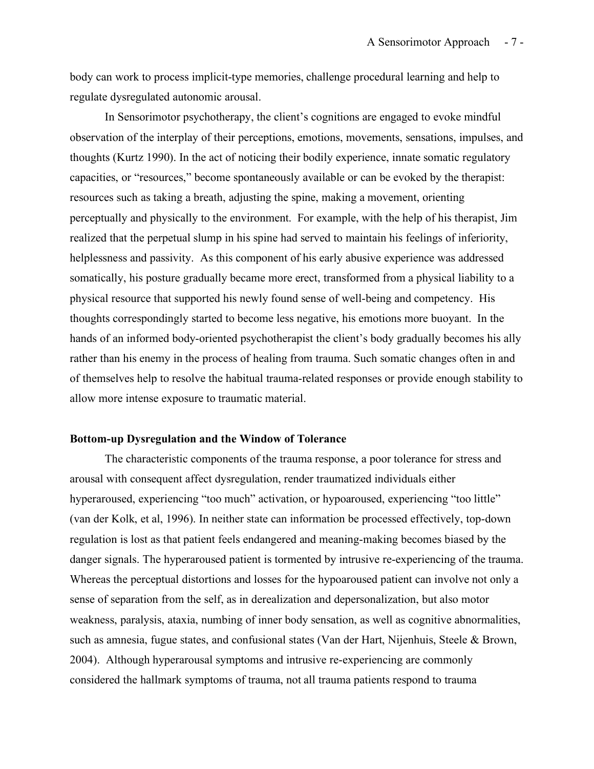body can work to process implicit-type memories, challenge procedural learning and help to regulate dysregulated autonomic arousal.

In Sensorimotor psychotherapy, the client's cognitions are engaged to evoke mindful observation of the interplay of their perceptions, emotions, movements, sensations, impulses, and thoughts (Kurtz 1990). In the act of noticing their bodily experience, innate somatic regulatory capacities, or "resources," become spontaneously available or can be evoked by the therapist: resources such as taking a breath, adjusting the spine, making a movement, orienting perceptually and physically to the environment. For example, with the help of his therapist, Jim realized that the perpetual slump in his spine had served to maintain his feelings of inferiority, helplessness and passivity. As this component of his early abusive experience was addressed somatically, his posture gradually became more erect, transformed from a physical liability to a physical resource that supported his newly found sense of well-being and competency. His thoughts correspondingly started to become less negative, his emotions more buoyant. In the hands of an informed body-oriented psychotherapist the client's body gradually becomes his ally rather than his enemy in the process of healing from trauma. Such somatic changes often in and of themselves help to resolve the habitual trauma-related responses or provide enough stability to allow more intense exposure to traumatic material.

**Bottom-up Dysregulation and the Window of Tolerance**

The characteristic components of the trauma response, a poor tolerance for stress and arousal with consequent affect dysregulation, render traumatized individuals either hyperaroused, experiencing "too much" activation, or hypoaroused, experiencing "too little" (van der Kolk, et al, 1996). In neither state can information be processed effectively, top-down regulation is lost as that patient feels endangered and meaning-making becomes biased by the danger signals. The hyperaroused patient is tormented by intrusive re-experiencing of the trauma. Whereas the perceptual distortions and losses for the hypoaroused patient can involve not only a sense of separation from the self, as in derealization and depersonalization, but also motor weakness, paralysis, ataxia, numbing of inner body sensation, as well as cognitive abnormalities, such as amnesia, fugue states, and confusional states (Van der Hart, Nijenhuis, Steele & Brown, 2004). Although hyperarousal symptoms and intrusive re-experiencing are commonly considered the hallmark symptoms of trauma, not all trauma patients respond to trauma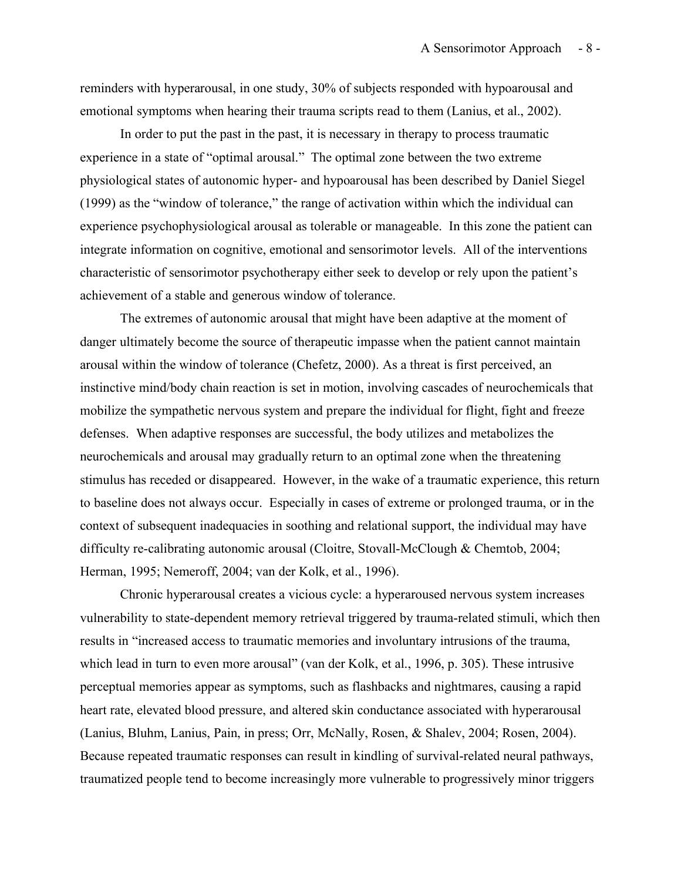reminders with hyperarousal, in one study, 30% of subjects responded with hypoarousal and emotional symptoms when hearing their trauma scripts read to them (Lanius, et al., 2002).

In order to put the past in the past, it is necessary in therapy to process traumatic experience in a state of "optimal arousal." The optimal zone between the two extreme physiological states of autonomic hyper- and hypoarousal has been described by Daniel Siegel (1999) as the "window of tolerance," the range of activation within which the individual can experience psychophysiological arousal as tolerable or manageable. In this zone the patient can integrate information on cognitive, emotional and sensorimotor levels. All of the interventions characteristic of sensorimotor psychotherapy either seek to develop or rely upon the patient's achievement of a stable and generous window of tolerance.

The extremes of autonomic arousal that might have been adaptive at the moment of danger ultimately become the source of therapeutic impasse when the patient cannot maintain arousal within the window of tolerance (Chefetz, 2000). As a threat is first perceived, an instinctive mind/body chain reaction is set in motion, involving cascades of neurochemicals that mobilize the sympathetic nervous system and prepare the individual for flight, fight and freeze defenses. When adaptive responses are successful, the body utilizes and metabolizes the neurochemicals and arousal may gradually return to an optimal zone when the threatening stimulus has receded or disappeared. However, in the wake of a traumatic experience, this return to baseline does not always occur. Especially in cases of extreme or prolonged trauma, or in the context of subsequent inadequacies in soothing and relational support, the individual may have difficulty re-calibrating autonomic arousal (Cloitre, Stovall-McClough & Chemtob, 2004; Herman, 1995; Nemeroff, 2004; van der Kolk, et al., 1996).

Chronic hyperarousal creates a vicious cycle: a hyperaroused nervous system increases vulnerability to state-dependent memory retrieval triggered by trauma-related stimuli, which then results in "increased access to traumatic memories and involuntary intrusions of the trauma, which lead in turn to even more arousal" (van der Kolk, et al., 1996, p. 305). These intrusive perceptual memories appear as symptoms, such as flashbacks and nightmares, causing a rapid heart rate, elevated blood pressure, and altered skin conductance associated with hyperarousal (Lanius, Bluhm, Lanius, Pain, in press; Orr, McNally, Rosen, & Shalev, 2004; Rosen, 2004). Because repeated traumatic responses can result in kindling of survival-related neural pathways, traumatized people tend to become increasingly more vulnerable to progressively minor triggers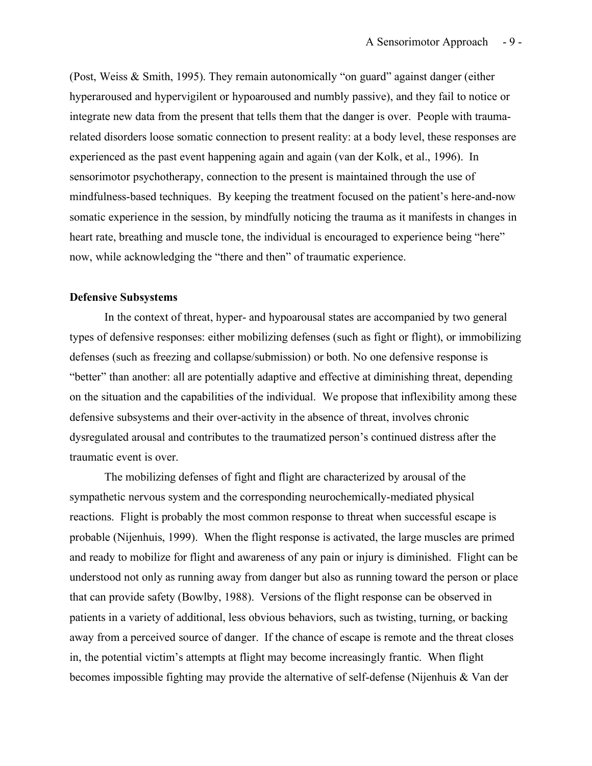(Post, Weiss & Smith, 1995). They remain autonomically "on guard" against danger (either hyperaroused and hypervigilent or hypoaroused and numbly passive), and they fail to notice or integrate new data from the present that tells them that the danger is over. People with trauma-related disorders loose somatic connection to present reality: at a body level, these responses are experienced as the past event happening again and again (van der Kolk, et al., 1996). In sensorimotor psychotherapy, connection to the present is maintained through the use of mindfulness-based techniques. By keeping the treatment focused on the patient's here-and-now somatic experience in the session, by mindfully noticing the trauma as it manifests in changes in heart rate, breathing and muscle tone, the individual is encouraged to experience being "here" now, while acknowledging the "there and then" of traumatic experience.

**Defensive Subsystems**

In the context of threat, hyper- and hypoarousal states are accompanied by two general types of defensive responses: either mobilizing defenses (such as fight or flight), or immobilizing defenses (such as freezing and collapse/submission) or both. No one defensive response is "better" than another: all are potentially adaptive and effective at diminishing threat, depending on the situation and the capabilities of the individual. We propose that inflexibility among these defensive subsystems and their over-activity in the absence of threat, involves chronic dysregulated arousal and contributes to the traumatized person's continued distress after the traumatic event is over.

The mobilizing defenses of fight and flight are characterized by arousal of the sympathetic nervous system and the corresponding neurochemically-mediated physical reactions. Flight is probably the most common response to threat when successful escape is probable (Nijenhuis, 1999). When the flight response is activated, the large muscles are primed and ready to mobilize for flight and awareness of any pain or injury is diminished. Flight can be understood not only as running away from danger but also as running toward the person or place that can provide safety (Bowlby, 1988). Versions of the flight response can be observed in patients in a variety of additional, less obvious behaviors, such as twisting, turning, or backing away from a perceived source of danger. If the chance of escape is remote and the threat closes in, the potential victim's attempts at flight may become increasingly frantic. When flight becomes impossible fighting may provide the alternative of self-defense (Nijenhuis & Van der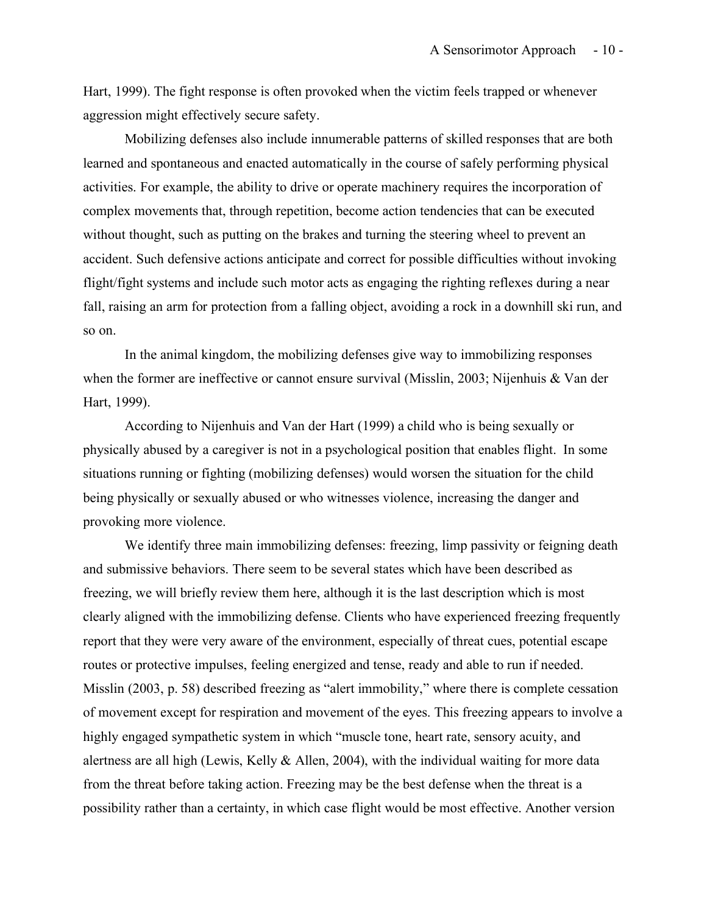Hart, 1999). The fight response is often provoked when the victim feels trapped or whenever aggression might effectively secure safety.

Mobilizing defenses also include innumerable patterns of skilled responses that are both learned and spontaneous and enacted automatically in the course of safely performing physical activities. For example, the ability to drive or operate machinery requires the incorporation of complex movements that, through repetition, become action tendencies that can be executed without thought, such as putting on the brakes and turning the steering wheel to prevent an accident. Such defensive actions anticipate and correct for possible difficulties without invoking flight/fight systems and include such motor acts as engaging the righting reflexes during a near fall, raising an arm for protection from a falling object, avoiding a rock in a downhill ski run, and so on.

In the animal kingdom, the mobilizing defenses give way to immobilizing responses when the former are ineffective or cannot ensure survival (Misslin, 2003; Nijenhuis & Van der Hart, 1999).

According to Nijenhuis and Van der Hart (1999) a child who is being sexually or physically abused by a caregiver is not in a psychological position that enables flight. In some situations running or fighting (mobilizing defenses) would worsen the situation for the child being physically or sexually abused or who witnesses violence, increasing the danger and provoking more violence.

We identify three main immobilizing defenses: freezing, limp passivity or feigning death and submissive behaviors. There seem to be several states which have been described as freezing, we will briefly review them here, although it is the last description which is most clearly aligned with the immobilizing defense. Clients who have experienced freezing frequently report that they were very aware of the environment, especially of threat cues, potential escape routes or protective impulses, feeling energized and tense, ready and able to run if needed. Misslin (2003, p. 58) described freezing as "alert immobility," where there is complete cessation of movement except for respiration and movement of the eyes. This freezing appears to involve a highly engaged sympathetic system in which "muscle tone, heart rate, sensory acuity, and alertness are all high (Lewis, Kelly & Allen, 2004), with the individual waiting for more data from the threat before taking action. Freezing may be the best defense when the threat is a possibility rather than a certainty, in which case flight would be most effective. Another version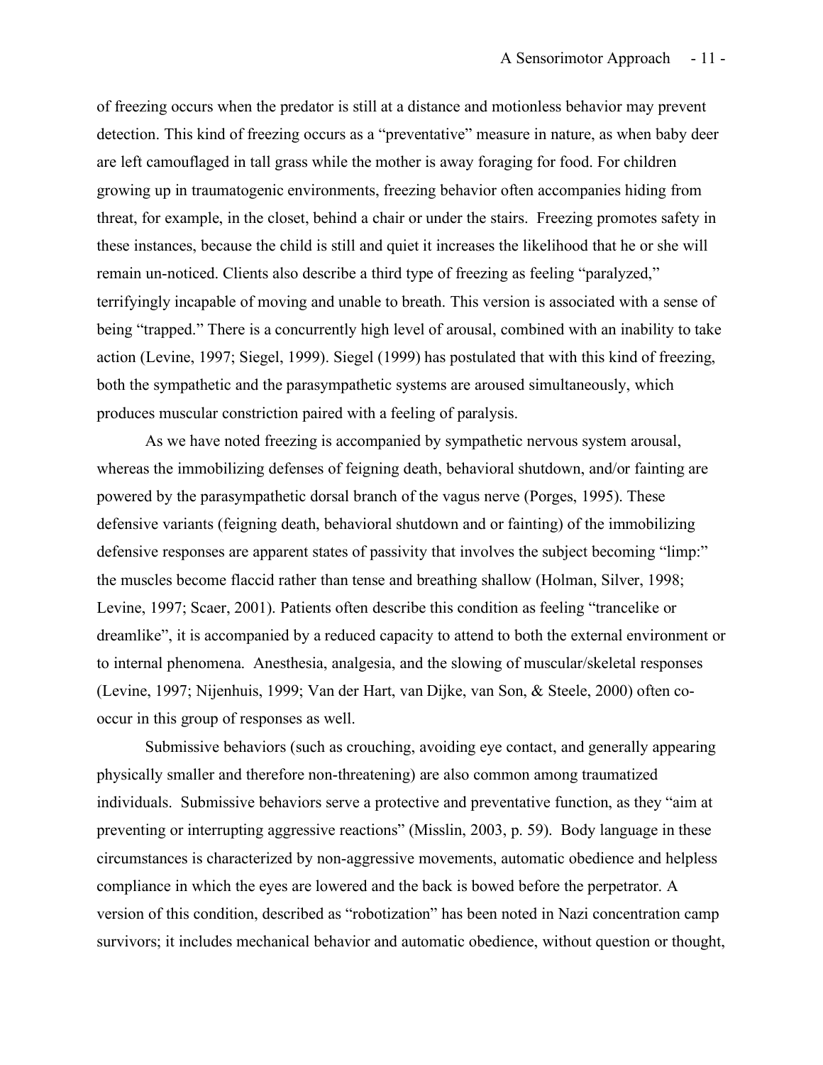of freezing occurs when the predator is still at a distance and motionless behavior may prevent detection. This kind of freezing occurs as a "preventative" measure in nature, as when baby deer are left camouflaged in tall grass while the mother is away foraging for food. For children growing up in traumatogenic environments, freezing behavior often accompanies hiding from threat, for example, in the closet, behind a chair or under the stairs. Freezing promotes safety in these instances, because the child is still and quiet it increases the likelihood that he or she will remain un-noticed. Clients also describe a third type of freezing as feeling "paralyzed," terrifyingly incapable of moving and unable to breath. This version is associated with a sense of being "trapped." There is a concurrently high level of arousal, combined with an inability to take action (Levine, 1997; Siegel, 1999). Siegel (1999) has postulated that with this kind of freezing, both the sympathetic and the parasympathetic systems are aroused simultaneously, which produces muscular constriction paired with a feeling of paralysis.

As we have noted freezing is accompanied by sympathetic nervous system arousal, whereas the immobilizing defenses of feigning death, behavioral shutdown, and/or fainting are powered by the parasympathetic dorsal branch of the vagus nerve (Porges, 1995). These defensive variants (feigning death, behavioral shutdown and or fainting) of the immobilizing defensive responses are apparent states of passivity that involves the subject becoming "limp:" the muscles become flaccid rather than tense and breathing shallow (Holman, Silver, 1998; Levine, 1997; Scaer, 2001). Patients often describe this condition as feeling "trancelike or dreamlike", it is accompanied by a reduced capacity to attend to both the external environment or to internal phenomena. Anesthesia, analgesia, and the slowing of muscular/skeletal responses (Levine, 1997; Nijenhuis, 1999; Van der Hart, van Dijke, van Son, & Steele, 2000) often co-occur in this group of responses as well.

Submissive behaviors (such as crouching, avoiding eye contact, and generally appearing physically smaller and therefore non-threatening) are also common among traumatized individuals. Submissive behaviors serve a protective and preventative function, as they "aim at preventing or interrupting aggressive reactions" (Misslin, 2003, p. 59). Body language in these circumstances is characterized by non-aggressive movements, automatic obedience and helpless compliance in which the eyes are lowered and the back is bowed before the perpetrator. A version of this condition, described as "robotization" has been noted in Nazi concentration camp survivors; it includes mechanical behavior and automatic obedience, without question or thought,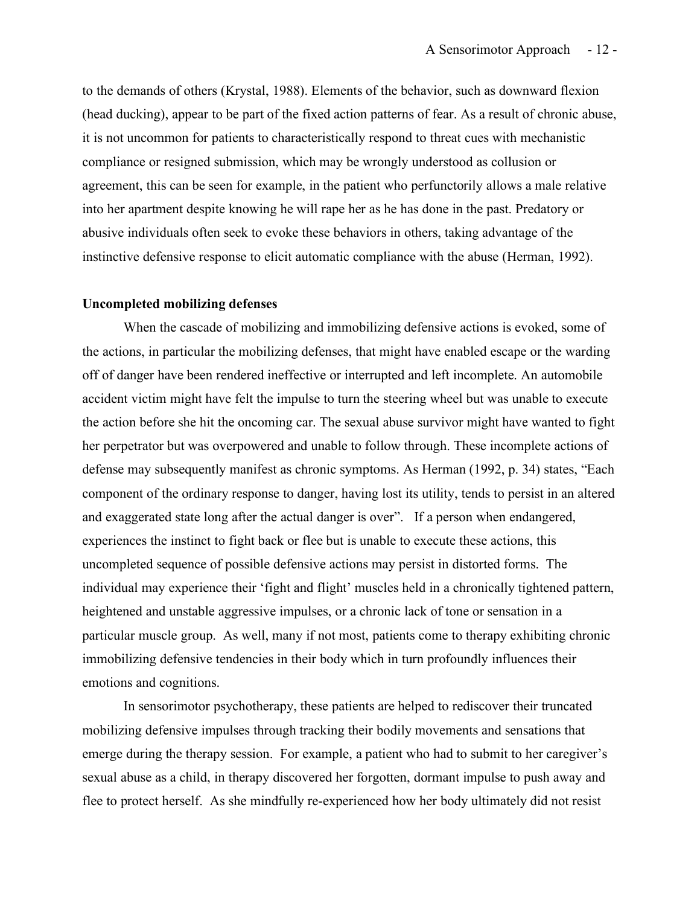to the demands of others (Krystal, 1988). Elements of the behavior, such as downward flexion (head ducking), appear to be part of the fixed action patterns of fear. As a result of chronic abuse, it is not uncommon for patients to characteristically respond to threat cues with mechanistic compliance or resigned submission, which may be wrongly understood as collusion or agreement, this can be seen for example, in the patient who perfunctorily allows a male relative into her apartment despite knowing he will rape her as he has done in the past. Predatory or abusive individuals often seek to evoke these behaviors in others, taking advantage of the instinctive defensive response to elicit automatic compliance with the abuse (Herman, 1992).

**Uncompleted mobilizing defenses**

When the cascade of mobilizing and immobilizing defensive actions is evoked, some of the actions, in particular the mobilizing defenses, that might have enabled escape or the warding off of danger have been rendered ineffective or interrupted and left incomplete. An automobile accident victim might have felt the impulse to turn the steering wheel but was unable to execute the action before she hit the oncoming car. The sexual abuse survivor might have wanted to fight her perpetrator but was overpowered and unable to follow through. These incomplete actions of defense may subsequently manifest as chronic symptoms. As Herman (1992, p. 34) states, "Each component of the ordinary response to danger, having lost its utility, tends to persist in an altered and exaggerated state long after the actual danger is over". If a person when endangered, experiences the instinct to fight back or flee but is unable to execute these actions, this uncompleted sequence of possible defensive actions may persist in distorted forms. The individual may experience their 'fight and flight' muscles held in a chronically tightened pattern, heightened and unstable aggressive impulses, or a chronic lack of tone or sensation in a particular muscle group. As well, many if not most, patients come to therapy exhibiting chronic immobilizing defensive tendencies in their body which in turn profoundly influences their emotions and cognitions.

In sensorimotor psychotherapy, these patients are helped to rediscover their truncated mobilizing defensive impulses through tracking their bodily movements and sensations that emerge during the therapy session. For example, a patient who had to submit to her caregiver's sexual abuse as a child, in therapy discovered her forgotten, dormant impulse to push away and flee to protect herself. As she mindfully re-experienced how her body ultimately did not resist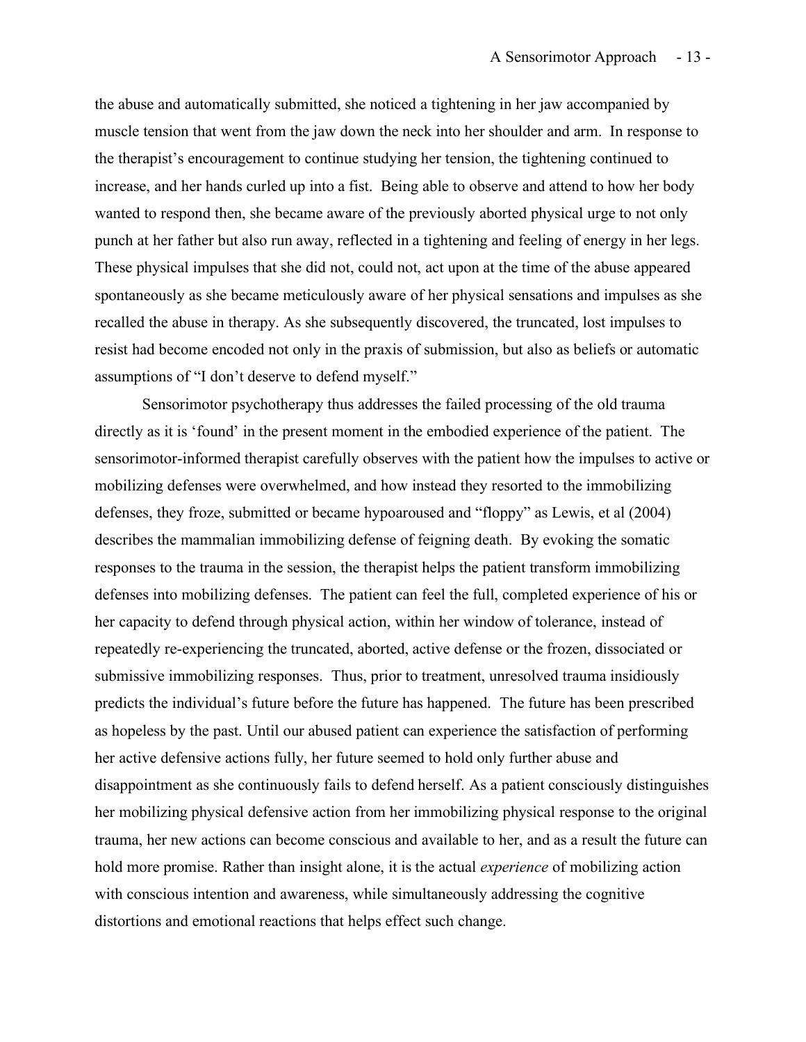the abuse and automatically submitted, she noticed a tightening in her jaw accompanied by muscle tension that went from the jaw down the neck into her shoulder and arm. In response to the therapist's encouragement to continue studying her tension, the tightening continued to increase, and her hands curled up into a fist. Being able to observe and attend to how her body wanted to respond then, she became aware of the previously aborted physical urge to not only punch at her father but also run away, reflected in a tightening and feeling of energy in her legs. These physical impulses that she did not, could not, act upon at the time of the abuse appeared spontaneously as she became meticulously aware of her physical sensations and impulses as she recalled the abuse in therapy. As she subsequently discovered, the truncated, lost impulses to resist had become encoded not only in the praxis of submission, but also as beliefs or automatic assumptions of "I don't deserve to defend myself."

Sensorimotor psychotherapy thus addresses the failed processing of the old trauma directly as it is 'found' in the present moment in the embodied experience of the patient. The sensorimotor-informed therapist carefully observes with the patient how the impulses to active or mobilizing defenses were overwhelmed, and how instead they resorted to the immobilizing defenses, they froze, submitted or became hypoaroused and "floppy" as Lewis, et al (2004) describes the mammalian immobilizing defense of feigning death. By evoking the somatic responses to the trauma in the session, the therapist helps the patient transform immobilizing defenses into mobilizing defenses. The patient can feel the full, completed experience of his or her capacity to defend through physical action, within her window of tolerance, instead of repeatedly re-experiencing the truncated, aborted, active defense or the frozen, dissociated or submissive immobilizing responses. Thus, prior to treatment, unresolved trauma insidiously predicts the individual's future before the future has happened. The future has been prescribed as hopeless by the past. Until our abused patient can experience the satisfaction of performing her active defensive actions fully, her future seemed to hold only further abuse and disappointment as she continuously fails to defend herself. As a patient consciously distinguishes her mobilizing physical defensive action from her immobilizing physical response to the original trauma, her new actions can become conscious and available to her, and as a result the future can hold more promise. Rather than insight alone, it is the actual *experience* of mobilizing action with conscious intention and awareness, while simultaneously addressing the cognitive distortions and emotional reactions that helps effect such change.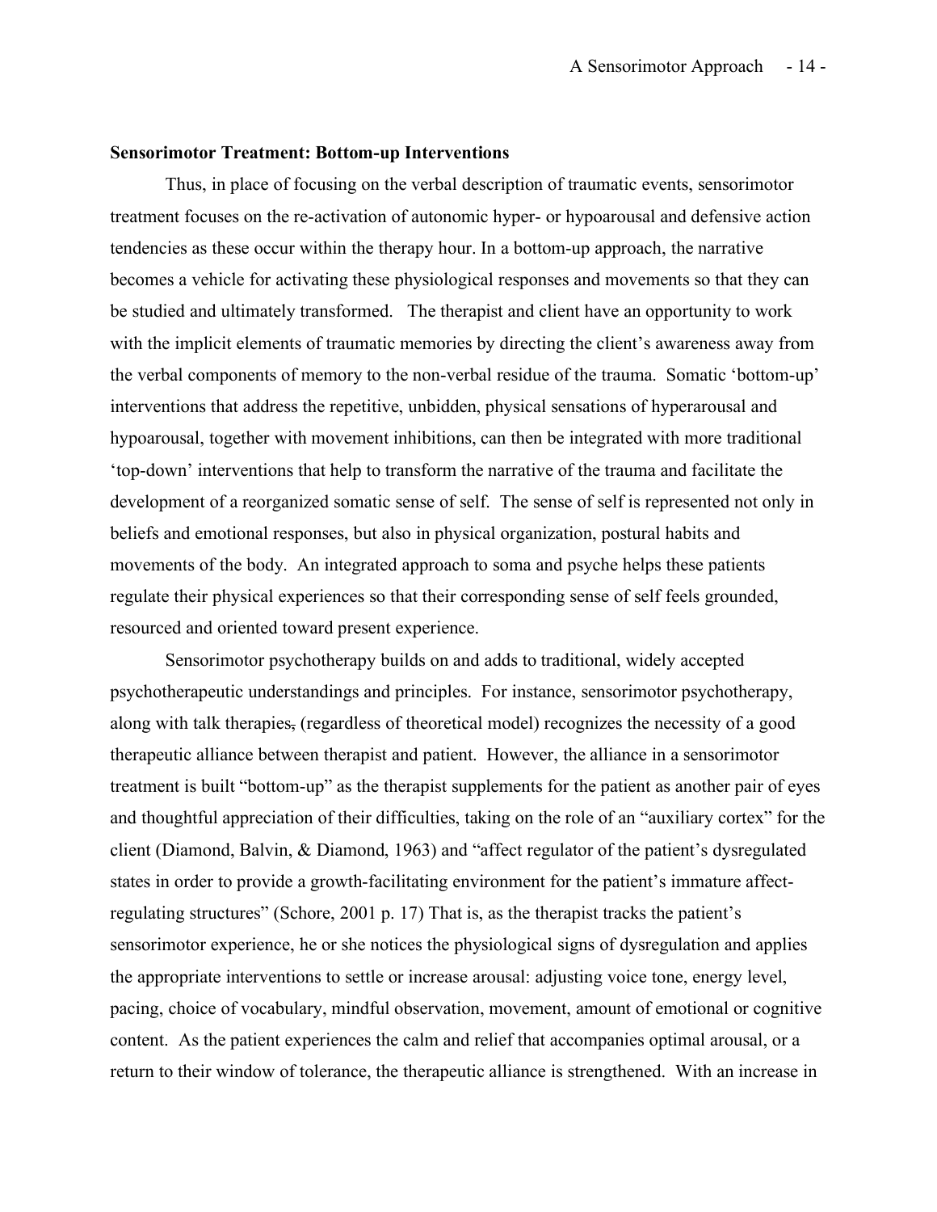**Sensorimotor Treatment: Bottom-up Interventions**

Thus, in place of focusing on the verbal description of traumatic events, sensorimotor treatment focuses on the re-activation of autonomic hyper- or hypoarousal and defensive action tendencies as these occur within the therapy hour. In a bottom-up approach, the narrative becomes a vehicle for activating these physiological responses and movements so that they can be studied and ultimately transformed. The therapist and client have an opportunity to work with the implicit elements of traumatic memories by directing the client's awareness away from the verbal components of memory to the non-verbal residue of the trauma. Somatic 'bottom-up' interventions that address the repetitive, unbidden, physical sensations of hyperarousal and hypoarousal, together with movement inhibitions, can then be integrated with more traditional 'top-down' interventions that help to transform the narrative of the trauma and facilitate the development of a reorganized somatic sense of self. The sense of self is represented not only in beliefs and emotional responses, but also in physical organization, postural habits and movements of the body. An integrated approach to soma and psyche helps these patients regulate their physical experiences so that their corresponding sense of self feels grounded, resourced and oriented toward present experience.

Sensorimotor psychotherapy builds on and adds to traditional, widely accepted psychotherapeutic understandings and principles. For instance, sensorimotor psychotherapy, along with talk therapies, (regardless of theoretical model) recognizes the necessity of a good therapeutic alliance between therapist and patient. However, the alliance in a sensorimotor treatment is built "bottom-up" as the therapist supplements for the patient as another pair of eyes and thoughtful appreciation of their difficulties, taking on the role of an "auxiliary cortex" for the client (Diamond, Balvin, & Diamond, 1963) and "affect regulator of the patient's dysregulated states in order to provide a growth-facilitating environment for the patient's immature affect-regulating structures" (Schore, 2001 p. 17) That is, as the therapist tracks the patient's sensorimotor experience, he or she notices the physiological signs of dysregulation and applies the appropriate interventions to settle or increase arousal: adjusting voice tone, energy level, pacing, choice of vocabulary, mindful observation, movement, amount of emotional or cognitive content. As the patient experiences the calm and relief that accompanies optimal arousal, or a return to their window of tolerance, the therapeutic alliance is strengthened. With an increase in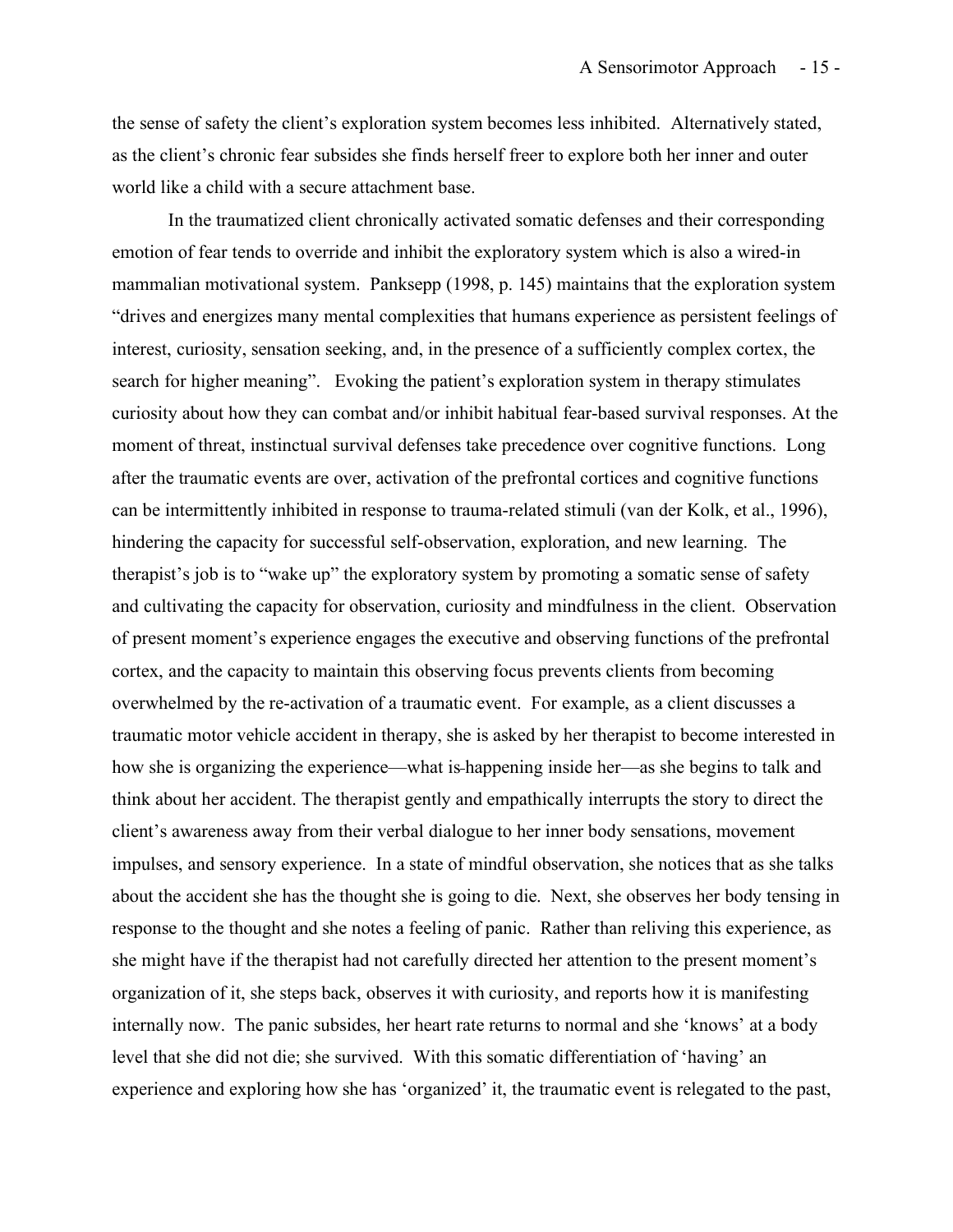the sense of safety the client's exploration system becomes less inhibited. Alternatively stated, as the client's chronic fear subsides she finds herself freer to explore both her inner and outer world like a child with a secure attachment base.

In the traumatized client chronically activated somatic defenses and their corresponding emotion of fear tends to override and inhibit the exploratory system which is also a wired-in mammalian motivational system. Panksepp (1998, p. 145) maintains that the exploration system "drives and energizes many mental complexities that humans experience as persistent feelings of interest, curiosity, sensation seeking, and, in the presence of a sufficiently complex cortex, the search for higher meaning". Evoking the patient's exploration system in therapy stimulates curiosity about how they can combat and/or inhibit habitual fear-based survival responses. At the moment of threat, instinctual survival defenses take precedence over cognitive functions. Long after the traumatic events are over, activation of the prefrontal cortices and cognitive functions can be intermittently inhibited in response to trauma-related stimuli (van der Kolk, et al., 1996), hindering the capacity for successful self-observation, exploration, and new learning. The therapist's job is to "wake up" the exploratory system by promoting a somatic sense of safety and cultivating the capacity for observation, curiosity and mindfulness in the client. Observation of present moment's experience engages the executive and observing functions of the prefrontal cortex, and the capacity to maintain this observing focus prevents clients from becoming overwhelmed by the re-activation of a traumatic event. For example, as a client discusses a traumatic motor vehicle accident in therapy, she is asked by her therapist to become interested in how she is organizing the experience—what is happening inside her—as she begins to talk and think about her accident. The therapist gently and empathically interrupts the story to direct the client's awareness away from their verbal dialogue to her inner body sensations, movement impulses, and sensory experience. In a state of mindful observation, she notices that as she talks about the accident she has the thought she is going to die. Next, she observes her body tensing in response to the thought and she notes a feeling of panic. Rather than reliving this experience, as she might have if the therapist had not carefully directed her attention to the present moment's organization of it, she steps back, observes it with curiosity, and reports how it is manifesting internally now. The panic subsides, her heart rate returns to normal and she 'knows' at a body level that she did not die; she survived. With this somatic differentiation of 'having' an experience and exploring how she has 'organized' it, the traumatic event is relegated to the past,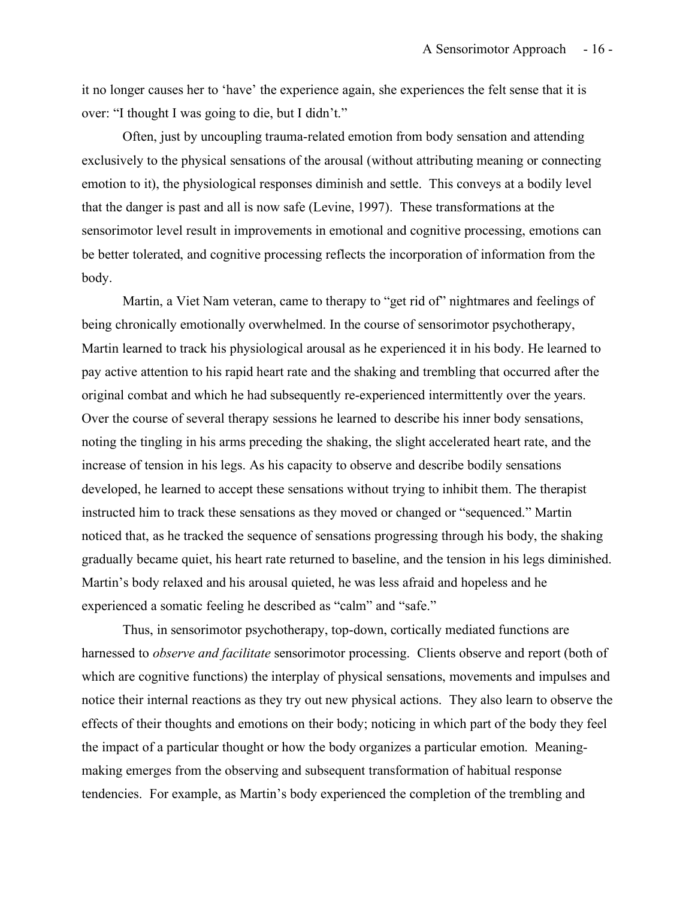it no longer causes her to 'have' the experience again, she experiences the felt sense that it is over: "I thought I was going to die, but I didn't."

Often, just by uncoupling trauma-related emotion from body sensation and attending exclusively to the physical sensations of the arousal (without attributing meaning or connecting emotion to it), the physiological responses diminish and settle. This conveys at a bodily level that the danger is past and all is now safe (Levine, 1997). These transformations at the sensorimotor level result in improvements in emotional and cognitive processing, emotions can be better tolerated, and cognitive processing reflects the incorporation of information from the body.

Martin, a Viet Nam veteran, came to therapy to "get rid of" nightmares and feelings of being chronically emotionally overwhelmed. In the course of sensorimotor psychotherapy, Martin learned to track his physiological arousal as he experienced it in his body. He learned to pay active attention to his rapid heart rate and the shaking and trembling that occurred after the original combat and which he had subsequently re-experienced intermittently over the years. Over the course of several therapy sessions he learned to describe his inner body sensations, noting the tingling in his arms preceding the shaking, the slight accelerated heart rate, and the increase of tension in his legs. As his capacity to observe and describe bodily sensations developed, he learned to accept these sensations without trying to inhibit them. The therapist instructed him to track these sensations as they moved or changed or "sequenced." Martin noticed that, as he tracked the sequence of sensations progressing through his body, the shaking gradually became quiet, his heart rate returned to baseline, and the tension in his legs diminished. Martin's body relaxed and his arousal quieted, he was less afraid and hopeless and he experienced a somatic feeling he described as "calm" and "safe."

Thus, in sensorimotor psychotherapy, top-down, cortically mediated functions are harnessed to *observe and facilitate* sensorimotor processing. Clients observe and report (both of which are cognitive functions) the interplay of physical sensations, movements and impulses and notice their internal reactions as they try out new physical actions. They also learn to observe the effects of their thoughts and emotions on their body; noticing in which part of the body they feel the impact of a particular thought or how the body organizes a particular emotion. Meaning-making emerges from the observing and subsequent transformation of habitual response tendencies. For example, as Martin's body experienced the completion of the trembling and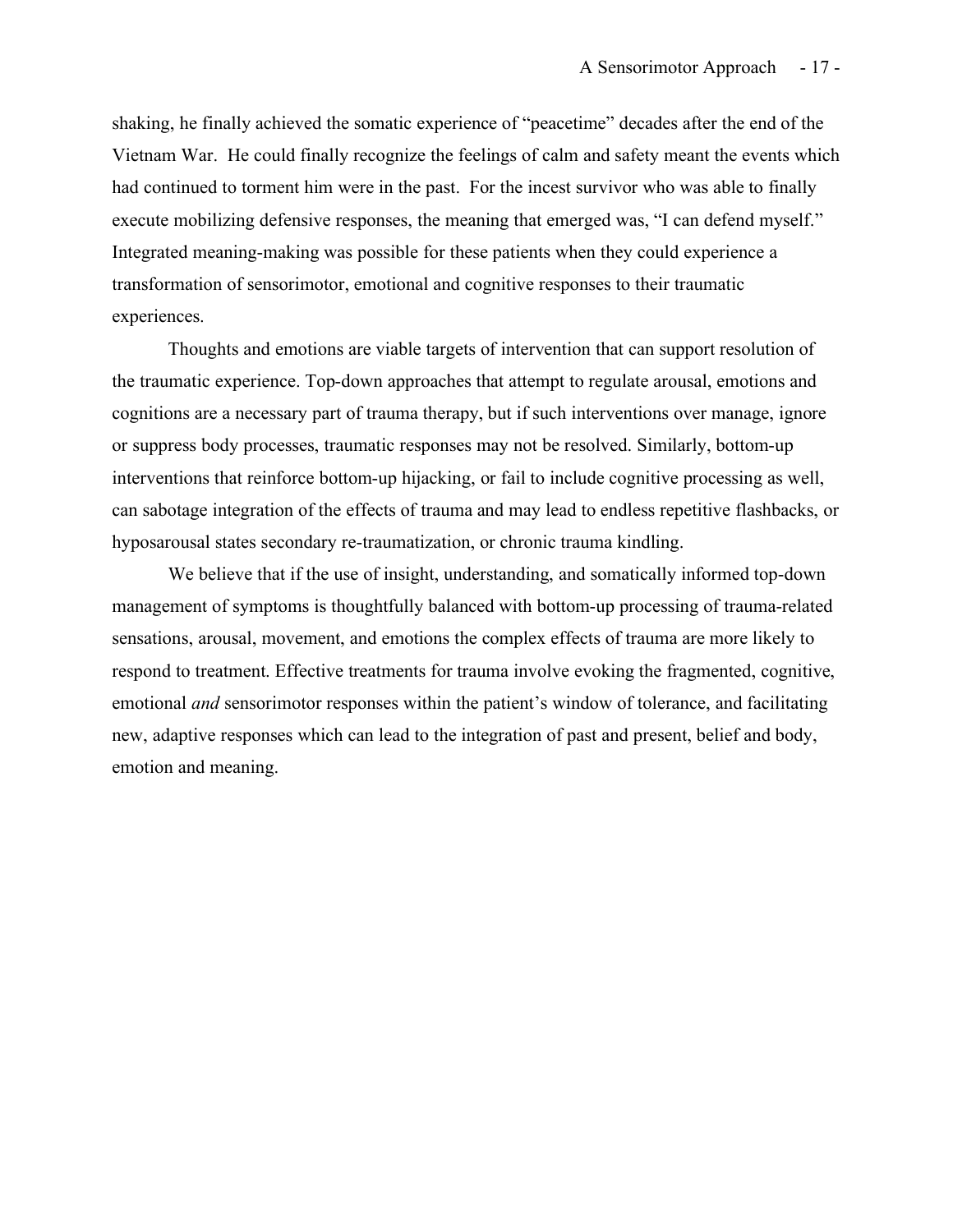shaking, he finally achieved the somatic experience of "peacetime" decades after the end of the Vietnam War. He could finally recognize the feelings of calm and safety meant the events which had continued to torment him were in the past. For the incest survivor who was able to finally execute mobilizing defensive responses, the meaning that emerged was, "I can defend myself." Integrated meaning-making was possible for these patients when they could experience a transformation of sensorimotor, emotional and cognitive responses to their traumatic experiences.

Thoughts and emotions are viable targets of intervention that can support resolution of the traumatic experience. Top-down approaches that attempt to regulate arousal, emotions and cognitions are a necessary part of trauma therapy, but if such interventions over manage, ignore or suppress body processes, traumatic responses may not be resolved. Similarly, bottom-up interventions that reinforce bottom-up hijacking, or fail to include cognitive processing as well, can sabotage integration of the effects of trauma and may lead to endless repetitive flashbacks, or hyposarousal states secondary re-traumatization, or chronic trauma kindling.

We believe that if the use of insight, understanding, and somatically informed top-down management of symptoms is thoughtfully balanced with bottom-up processing of trauma-related sensations, arousal, movement, and emotions the complex effects of trauma are more likely to respond to treatment. Effective treatments for trauma involve evoking the fragmented, cognitive, emotional *and* sensorimotor responses within the patient's window of tolerance, and facilitating new, adaptive responses which can lead to the integration of past and present, belief and body, emotion and meaning.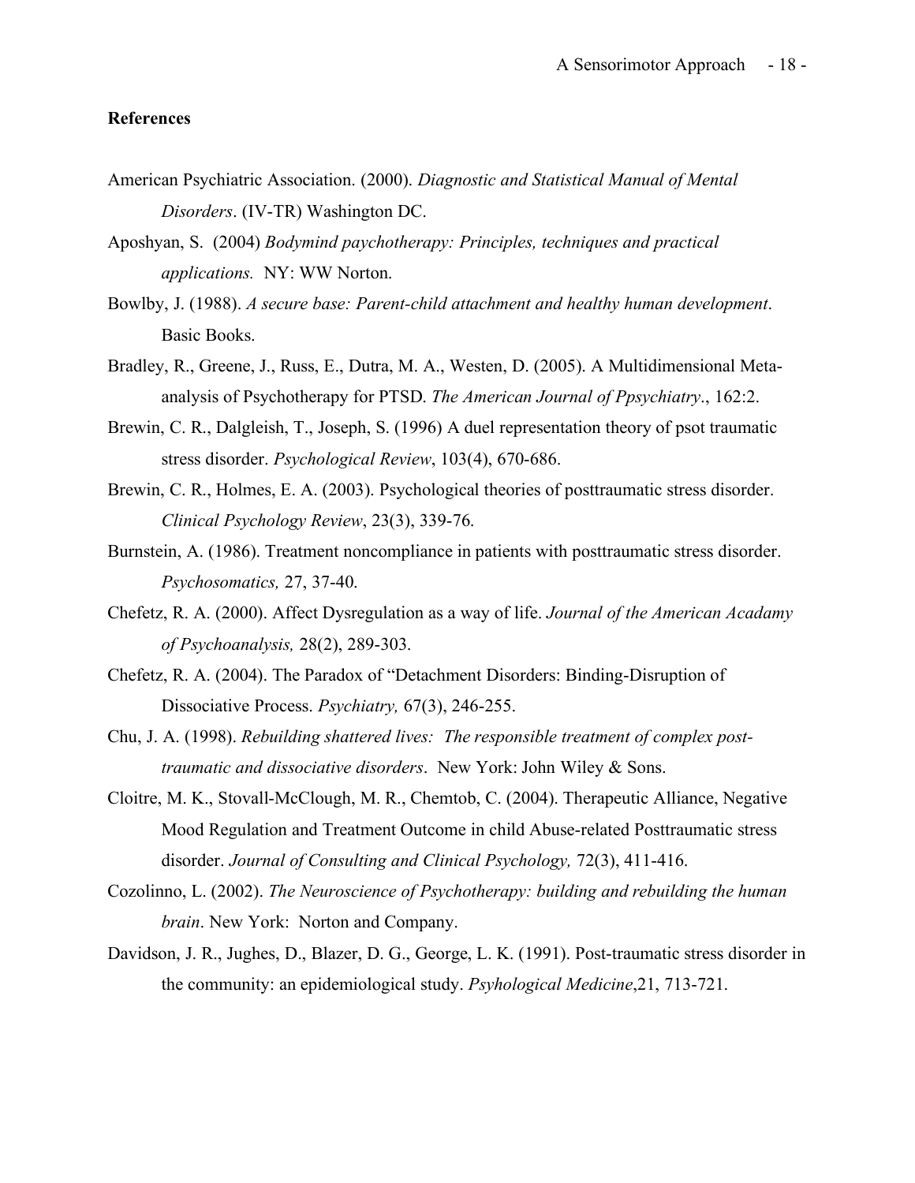**References**

American Psychiatric Association. (2000). *Diagnostic and Statistical Manual of Mental Disorders*. (IV-TR) Washington DC.

Aposhyan, S. (2004) *Bodymind paychotherapy: Principles, techniques and practical applications.* NY: WW Norton.

Bowlby, J. (1988). *A secure base: Parent-child attachment and healthy human development*. Basic Books.

Bradley, R., Greene, J., Russ, E., Dutra, M. A., Westen, D. (2005). A Multidimensional Meta-analysis of Psychotherapy for PTSD. *The American Journal of Ppsychiatry*., 162:2.

Brewin, C. R., Dalgleish, T., Joseph, S. (1996) A duel representation theory of psot traumatic stress disorder. *Psychological Review*, 103(4), 670-686.

Brewin, C. R., Holmes, E. A. (2003). Psychological theories of posttraumatic stress disorder. *Clinical Psychology Review*, 23(3), 339-76.

Burnstein, A. (1986). Treatment noncompliance in patients with posttraumatic stress disorder. *Psychosomatics,* 27, 37-40.

Chefetz, R. A. (2000). Affect Dysregulation as a way of life. *Journal of the American Acadamy of Psychoanalysis,* 28(2), 289-303.

Chefetz, R. A. (2004). The Paradox of "Detachment Disorders: Binding-Disruption of Dissociative Process. *Psychiatry,* 67(3), 246-255.

Chu, J. A. (1998). *Rebuilding shattered lives: The responsible treatment of complex post-traumatic and dissociative disorders*. New York: John Wiley & Sons.

Cloitre, M. K., Stovall-McClough, M. R., Chemtob, C. (2004). Therapeutic Alliance, Negative Mood Regulation and Treatment Outcome in child Abuse-related Posttraumatic stress disorder. *Journal of Consulting and Clinical Psychology,* 72(3), 411-416.

Cozolinno, L. (2002). *The Neuroscience of Psychotherapy: building and rebuilding the human brain*. New York: Norton and Company.

Davidson, J. R., Jughes, D., Blazer, D. G., George, L. K. (1991). Post-traumatic stress disorder in the community: an epidemiological study. *Psyhological Medicine*,21, 713-721.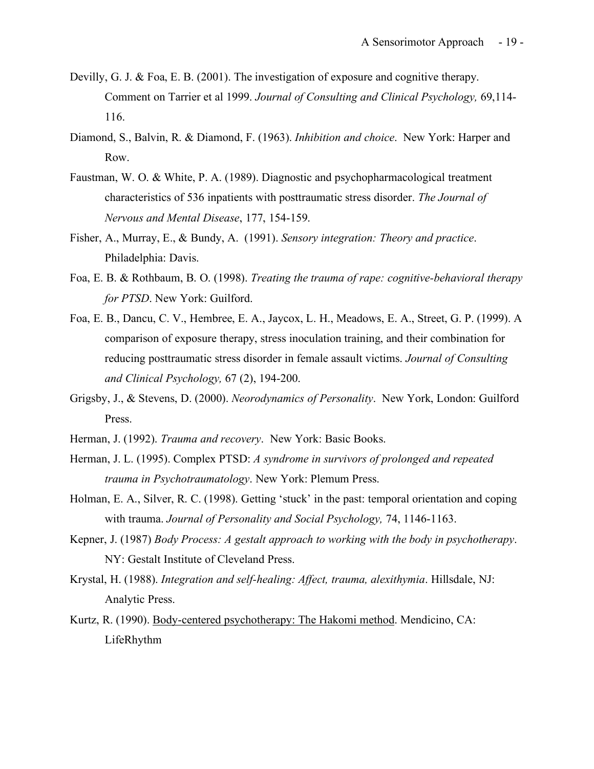Devilly, G. J. & Foa, E. B. (2001). The investigation of exposure and cognitive therapy. Comment on Tarrier et al 1999. *Journal of Consulting and Clinical Psychology,* 69,114-116.

Diamond, S., Balvin, R. & Diamond, F. (1963). *Inhibition and choice*. New York: Harper and Row.

Faustman, W. O. & White, P. A. (1989). Diagnostic and psychopharmacological treatment characteristics of 536 inpatients with posttraumatic stress disorder. *The Journal of Nervous and Mental Disease*, 177, 154-159.

Fisher, A., Murray, E., & Bundy, A. (1991). *Sensory integration: Theory and practice*. Philadelphia: Davis.

Foa, E. B. & Rothbaum, B. O. (1998). *Treating the trauma of rape: cognitive-behavioral therapy for PTSD*. New York: Guilford.

Foa, E. B., Dancu, C. V., Hembree, E. A., Jaycox, L. H., Meadows, E. A., Street, G. P. (1999). A comparison of exposure therapy, stress inoculation training, and their combination for reducing posttraumatic stress disorder in female assault victims. *Journal of Consulting and Clinical Psychology,* 67 (2), 194-200.

Grigsby, J., & Stevens, D. (2000). *Neorodynamics of Personality*. New York, London: Guilford Press.

Herman, J. (1992). *Trauma and recovery*. New York: Basic Books.

Herman, J. L. (1995). Complex PTSD: *A syndrome in survivors of prolonged and repeated trauma in Psychotraumatology*. New York: Plemum Press.

Holman, E. A., Silver, R. C. (1998). Getting 'stuck' in the past: temporal orientation and coping with trauma. *Journal of Personality and Social Psychology,* 74, 1146-1163.

Kepner, J. (1987) *Body Process: A gestalt approach to working with the body in psychotherapy*. NY: Gestalt Institute of Cleveland Press.

Krystal, H. (1988). *Integration and self-healing: Affect, trauma, alexithymia*. Hillsdale, NJ: Analytic Press.

Kurtz, R. (1990). Body-centered psychotherapy: The Hakomi method. Mendicino, CA: LifeRhythm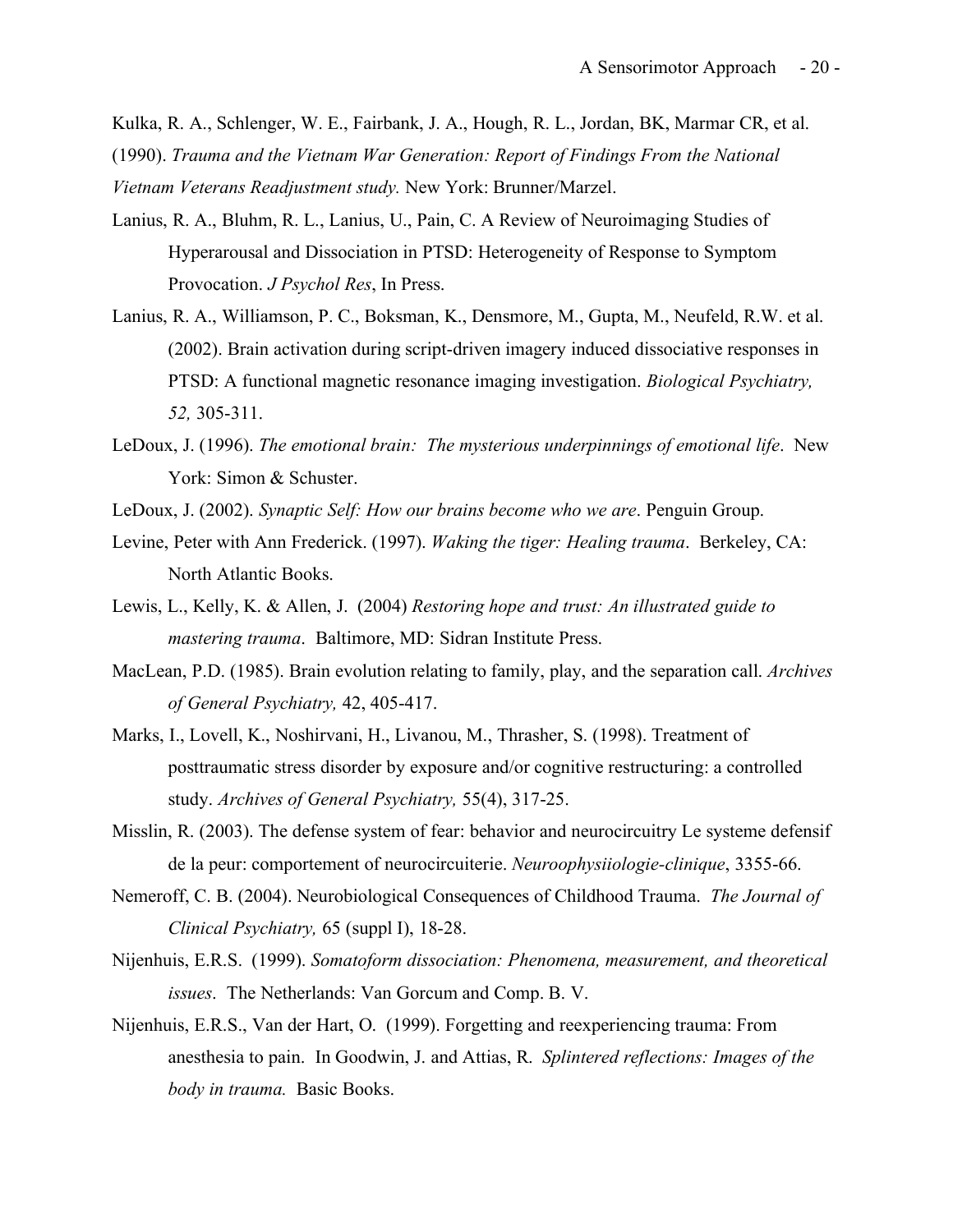Kulka, R. A., Schlenger, W. E., Fairbank, J. A., Hough, R. L., Jordan, BK, Marmar CR, et al. (1990). *Trauma and the Vietnam War Generation: Report of Findings From the National Vietnam Veterans Readjustment study.* New York: Brunner/Marzel.

Lanius, R. A., Bluhm, R. L., Lanius, U., Pain, C. A Review of Neuroimaging Studies of Hyperarousal and Dissociation in PTSD: Heterogeneity of Response to Symptom Provocation. *J Psychol Res*, In Press.

Lanius, R. A., Williamson, P. C., Boksman, K., Densmore, M., Gupta, M., Neufeld, R.W. et al. (2002). Brain activation during script-driven imagery induced dissociative responses in PTSD: A functional magnetic resonance imaging investigation. *Biological Psychiatry, 52,* 305-311.

LeDoux, J. (1996). *The emotional brain: The mysterious underpinnings of emotional life*. New York: Simon & Schuster.

LeDoux, J. (2002). *Synaptic Self: How our brains become who we are*. Penguin Group.

Levine, Peter with Ann Frederick. (1997). *Waking the tiger: Healing trauma*. Berkeley, CA: North Atlantic Books.

Lewis, L., Kelly, K. & Allen, J. (2004) *Restoring hope and trust: An illustrated guide to mastering trauma*. Baltimore, MD: Sidran Institute Press.

MacLean, P.D. (1985). Brain evolution relating to family, play, and the separation call. *Archives of General Psychiatry,* 42, 405-417.

Marks, I., Lovell, K., Noshirvani, H., Livanou, M., Thrasher, S. (1998). Treatment of posttraumatic stress disorder by exposure and/or cognitive restructuring: a controlled study. *Archives of General Psychiatry,* 55(4), 317-25.

Misslin, R. (2003). The defense system of fear: behavior and neurocircuitry Le systeme defensif de la peur: comportement of neurocircuiterie. *Neuroophysiiologie-clinique*, 3355-66.

Nemeroff, C. B. (2004). Neurobiological Consequences of Childhood Trauma. *The Journal of Clinical Psychiatry,* 65 (suppl I), 18-28.

Nijenhuis, E.R.S. (1999). *Somatoform dissociation: Phenomena, measurement, and theoretical issues*. The Netherlands: Van Gorcum and Comp. B. V.

Nijenhuis, E.R.S., Van der Hart, O. (1999). Forgetting and reexperiencing trauma: From anesthesia to pain. In Goodwin, J. and Attias, R. *Splintered reflections: Images of the body in trauma.* Basic Books.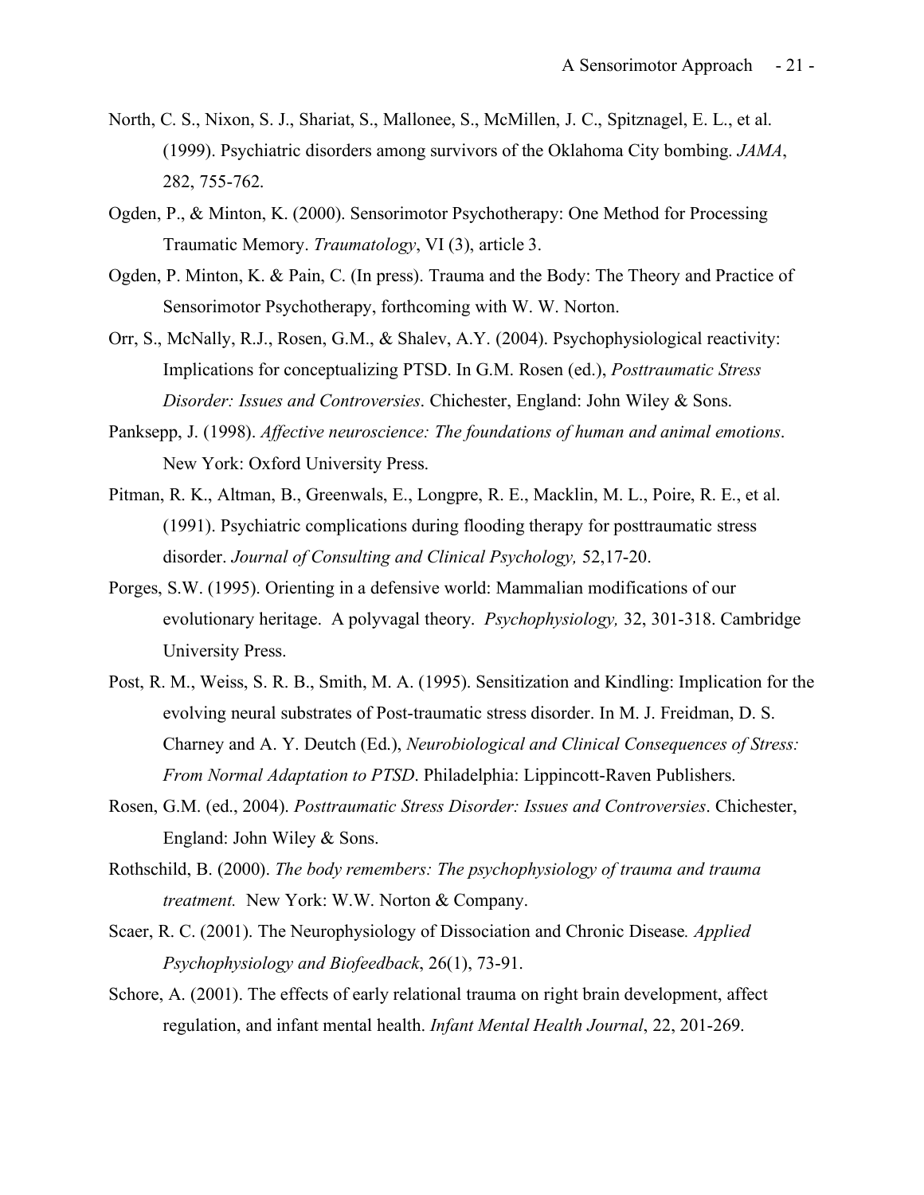North, C. S., Nixon, S. J., Shariat, S., Mallonee, S., McMillen, J. C., Spitznagel, E. L., et al. (1999). Psychiatric disorders among survivors of the Oklahoma City bombing. *JAMA*, 282, 755-762.

Ogden, P., & Minton, K. (2000). Sensorimotor Psychotherapy: One Method for Processing Traumatic Memory. *Traumatology*, VI (3), article 3.

Ogden, P. Minton, K. & Pain, C. (In press). Trauma and the Body: The Theory and Practice of Sensorimotor Psychotherapy, forthcoming with W. W. Norton.

Orr, S., McNally, R.J., Rosen, G.M., & Shalev, A.Y. (2004). Psychophysiological reactivity: Implications for conceptualizing PTSD. In G.M. Rosen (ed.), *Posttraumatic Stress Disorder: Issues and Controversies*. Chichester, England: John Wiley & Sons.

Panksepp, J. (1998). *Affective neuroscience: The foundations of human and animal emotions*. New York: Oxford University Press.

Pitman, R. K., Altman, B., Greenwals, E., Longpre, R. E., Macklin, M. L., Poire, R. E., et al. (1991). Psychiatric complications during flooding therapy for posttraumatic stress disorder. *Journal of Consulting and Clinical Psychology,* 52,17-20.

Porges, S.W. (1995). Orienting in a defensive world: Mammalian modifications of our evolutionary heritage. A polyvagal theory. *Psychophysiology,* 32, 301-318. Cambridge University Press.

Post, R. M., Weiss, S. R. B., Smith, M. A. (1995). Sensitization and Kindling: Implication for the evolving neural substrates of Post-traumatic stress disorder. In M. J. Freidman, D. S. Charney and A. Y. Deutch (Ed.), *Neurobiological and Clinical Consequences of Stress: From Normal Adaptation to PTSD*. Philadelphia: Lippincott-Raven Publishers.

Rosen, G.M. (ed., 2004). *Posttraumatic Stress Disorder: Issues and Controversies*. Chichester, England: John Wiley & Sons.

Rothschild, B. (2000). *The body remembers: The psychophysiology of trauma and trauma treatment.* New York: W.W. Norton & Company.

Scaer, R. C. (2001). The Neurophysiology of Dissociation and Chronic Disease*. Applied Psychophysiology and Biofeedback*, 26(1), 73-91.

Schore, A. (2001). The effects of early relational trauma on right brain development, affect regulation, and infant mental health. *Infant Mental Health Journal*, 22, 201-269.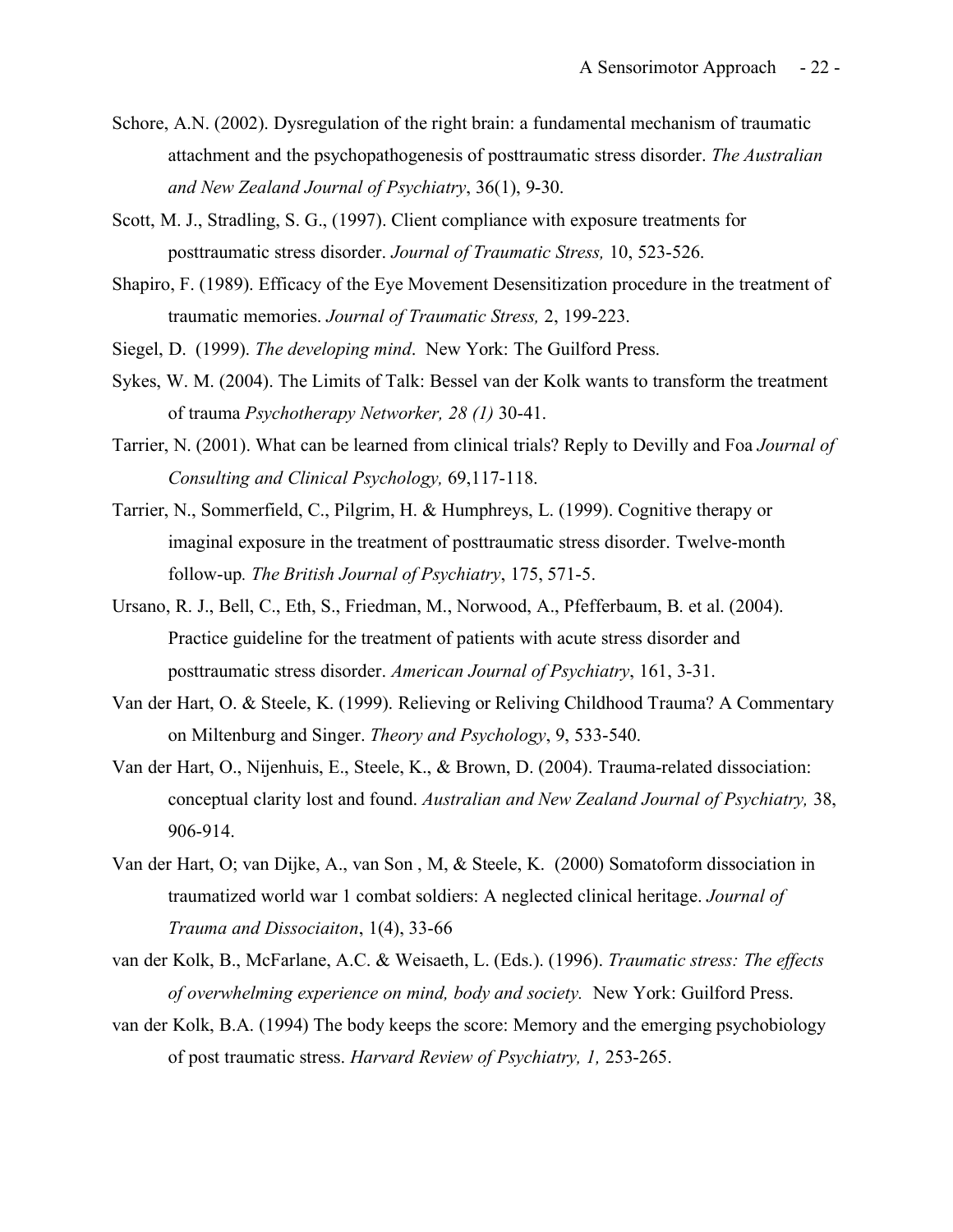Schore, A.N. (2002). Dysregulation of the right brain: a fundamental mechanism of traumatic attachment and the psychopathogenesis of posttraumatic stress disorder. *The Australian and New Zealand Journal of Psychiatry*, 36(1), 9-30.

Scott, M. J., Stradling, S. G., (1997). Client compliance with exposure treatments for posttraumatic stress disorder. *Journal of Traumatic Stress,* 10, 523-526.

Shapiro, F. (1989). Efficacy of the Eye Movement Desensitization procedure in the treatment of traumatic memories. *Journal of Traumatic Stress,* 2, 199-223.

Siegel, D. (1999). *The developing mind*. New York: The Guilford Press.

Sykes, W. M. (2004). The Limits of Talk: Bessel van der Kolk wants to transform the treatment of trauma *Psychotherapy Networker, 28 (1)* 30-41.

Tarrier, N. (2001). What can be learned from clinical trials? Reply to Devilly and Foa *Journal of Consulting and Clinical Psychology,* 69,117-118.

Tarrier, N., Sommerfield, C., Pilgrim, H. & Humphreys, L. (1999). Cognitive therapy or imaginal exposure in the treatment of posttraumatic stress disorder. Twelve-month follow-up. *The British Journal of Psychiatry*, 175, 571-5.

Ursano, R. J., Bell, C., Eth, S., Friedman, M., Norwood, A., Pfefferbaum, B. et al. (2004). Practice guideline for the treatment of patients with acute stress disorder and posttraumatic stress disorder. *American Journal of Psychiatry*, 161, 3-31.

Van der Hart, O. & Steele, K. (1999). Relieving or Reliving Childhood Trauma? A Commentary on Miltenburg and Singer. *Theory and Psychology*, 9, 533-540.

Van der Hart, O., Nijenhuis, E., Steele, K., & Brown, D. (2004). Trauma-related dissociation: conceptual clarity lost and found. *Australian and New Zealand Journal of Psychiatry,* 38, 906-914.

Van der Hart, O; van Dijke, A., van Son , M, & Steele, K. (2000) Somatoform dissociation in traumatized world war 1 combat soldiers: A neglected clinical heritage. *Journal of Trauma and Dissociaiton*, 1(4), 33-66

van der Kolk, B., McFarlane, A.C. & Weisaeth, L. (Eds.). (1996). *Traumatic stress: The effects of overwhelming experience on mind, body and society.* New York: Guilford Press.

van der Kolk, B.A. (1994) The body keeps the score: Memory and the emerging psychobiology of post traumatic stress. *Harvard Review of Psychiatry, 1,* 253-265.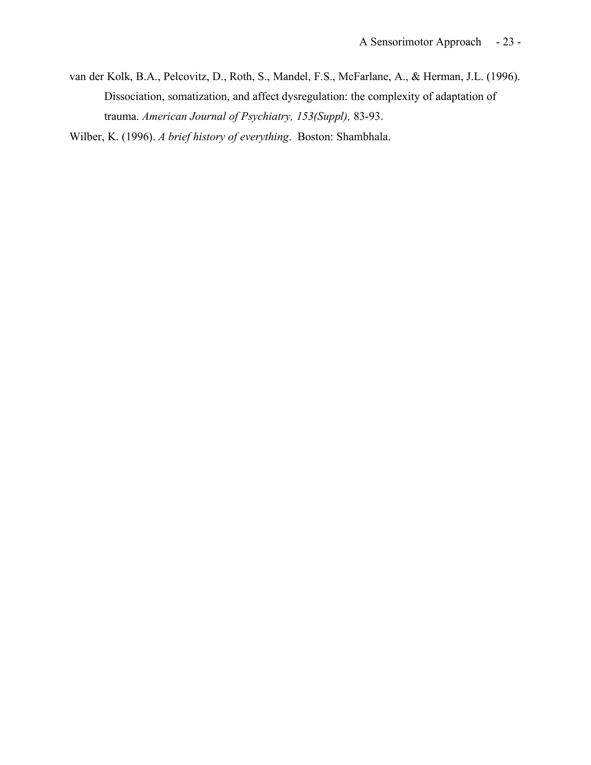van der Kolk, B.A., Pelcovitz, D., Roth, S., Mandel, F.S., McFarlane, A., & Herman, J.L. (1996). Dissociation, somatization, and affect dysregulation: the complexity of adaptation of trauma. *American Journal of Psychiatry, 153(Suppl),* 83-93.

Wilber, K. (1996). *A brief history of everything*. Boston: Shambhala.